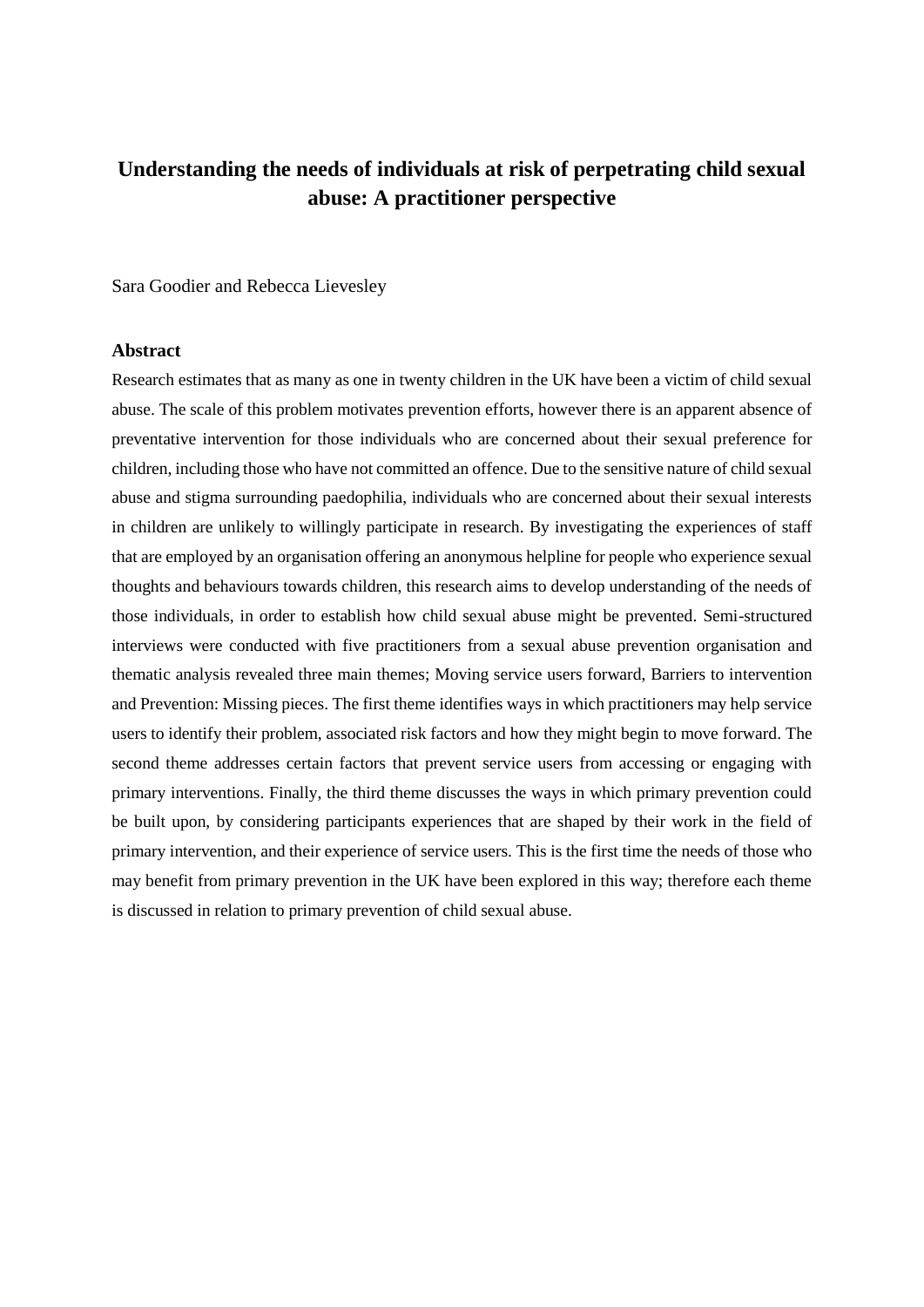# Understanding the needs of individuals at risk of perpetrating child sexual abuse: A practitioner perspective

Sara Goodier and Rebecca Lievesley

## Abstract

Research estimates that as many as one in twenty children in the UK have been a victim of child sexual abuse. The scale of this problem motivates prevention efforts, however there is an apparent absence of preventative intervention for those individuals who are concerned about their sexual preference for children, including those who have not committed an offence. Due to the sensitive nature of child sexual abuse and stigma surrounding paedophilia, individuals who are concerned about their sexual interests in children are unlikely to willingly participate in research. By investigating the experiences of staff that are employed by an organisation offering an anonymous helpline for people who experience sexual thoughts and behaviours towards children, this research aims to develop understanding of the needs of those individuals, in order to establish how child sexual abuse might be prevented. Semi-structured interviews were conducted with five practitioners from a sexual abuse prevention organisation and thematic analysis revealed three main themes; Moving service users forward, Barriers to intervention and Prevention: Missing pieces. The first theme identifies ways in which practitioners may help service users to identify their problem, associated risk factors and how they might begin to move forward. The second theme addresses certain factors that prevent service users from accessing or engaging with primary interventions. Finally, the third theme discusses the ways in which primary prevention could be built upon, by considering participants experiences that are shaped by their work in the field of primary intervention, and their experience of service users. This is the first time the needs of those who may benefit from primary prevention in the UK have been explored in this way; therefore each theme is discussed in relation to primary prevention of child sexual abuse.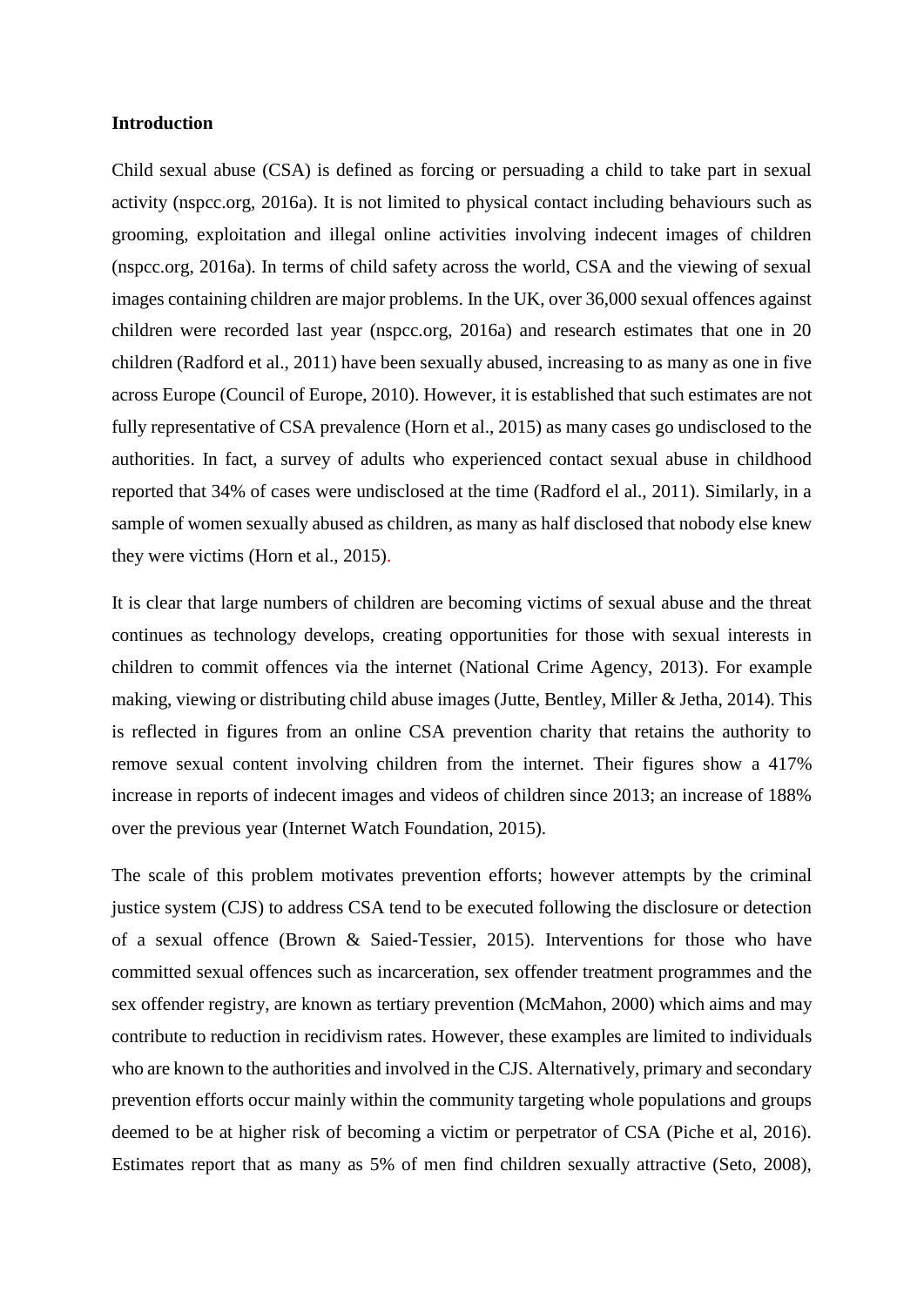**Introduction**

Child sexual abuse (CSA) is defined as forcing or persuading a child to take part in sexual activity (nspcc.org, 2016a). It is not limited to physical contact including behaviours such as grooming, exploitation and illegal online activities involving indecent images of children (nspcc.org, 2016a). In terms of child safety across the world, CSA and the viewing of sexual images containing children are major problems. In the UK, over 36,000 sexual offences against children were recorded last year (nspcc.org, 2016a) and research estimates that one in 20 children (Radford et al., 2011) have been sexually abused, increasing to as many as one in five across Europe (Council of Europe, 2010). However, it is established that such estimates are not fully representative of CSA prevalence (Horn et al., 2015) as many cases go undisclosed to the authorities. In fact, a survey of adults who experienced contact sexual abuse in childhood reported that 34% of cases were undisclosed at the time (Radford el al., 2011). Similarly, in a sample of women sexually abused as children, as many as half disclosed that nobody else knew they were victims (Horn et al., 2015).

It is clear that large numbers of children are becoming victims of sexual abuse and the threat continues as technology develops, creating opportunities for those with sexual interests in children to commit offences via the internet (National Crime Agency, 2013). For example making, viewing or distributing child abuse images (Jutte, Bentley, Miller & Jetha, 2014). This is reflected in figures from an online CSA prevention charity that retains the authority to remove sexual content involving children from the internet. Their figures show a 417% increase in reports of indecent images and videos of children since 2013; an increase of 188% over the previous year (Internet Watch Foundation, 2015).

The scale of this problem motivates prevention efforts; however attempts by the criminal justice system (CJS) to address CSA tend to be executed following the disclosure or detection of a sexual offence (Brown & Saied-Tessier, 2015). Interventions for those who have committed sexual offences such as incarceration, sex offender treatment programmes and the sex offender registry, are known as tertiary prevention (McMahon, 2000) which aims and may contribute to reduction in recidivism rates. However, these examples are limited to individuals who are known to the authorities and involved in the CJS. Alternatively, primary and secondary prevention efforts occur mainly within the community targeting whole populations and groups deemed to be at higher risk of becoming a victim or perpetrator of CSA (Piche et al, 2016). Estimates report that as many as 5% of men find children sexually attractive (Seto, 2008),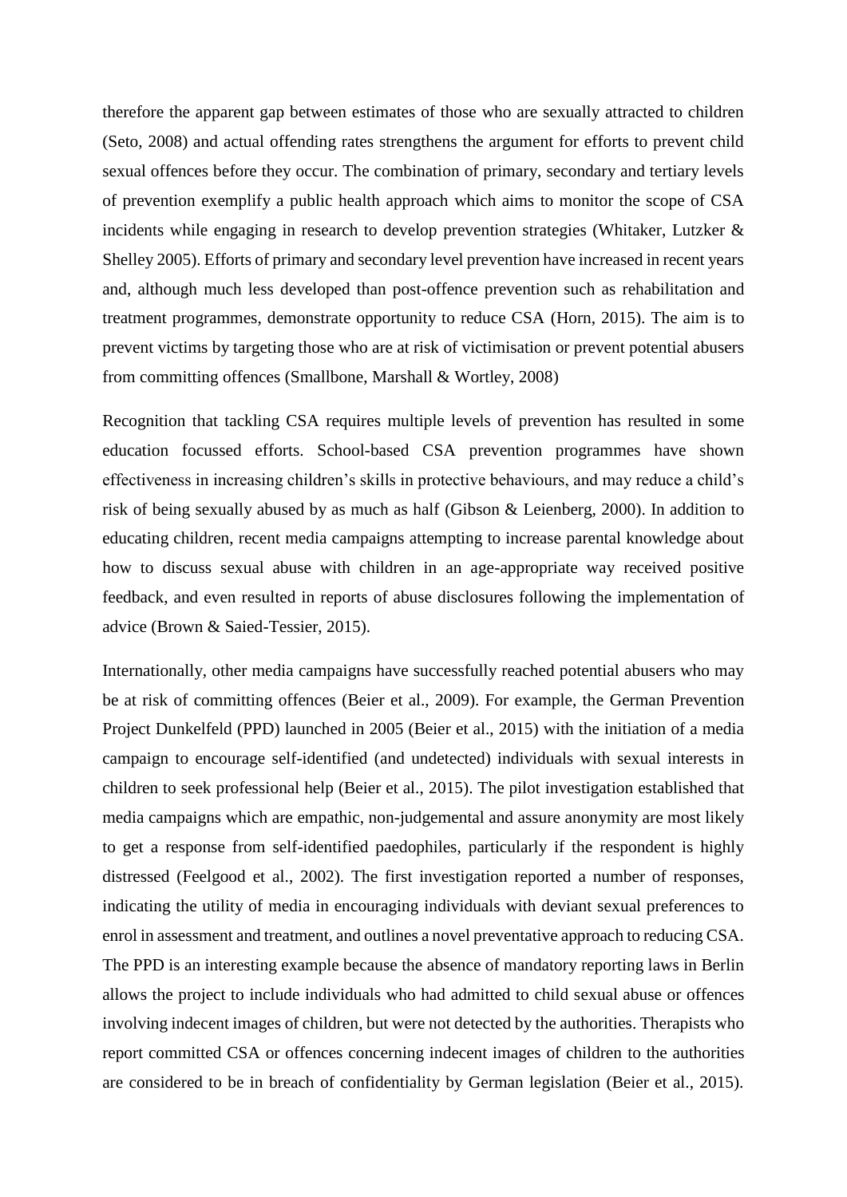therefore the apparent gap between estimates of those who are sexually attracted to children (Seto, 2008) and actual offending rates strengthens the argument for efforts to prevent child sexual offences before they occur. The combination of primary, secondary and tertiary levels of prevention exemplify a public health approach which aims to monitor the scope of CSA incidents while engaging in research to develop prevention strategies (Whitaker, Lutzker & Shelley 2005). Efforts of primary and secondary level prevention have increased in recent years and, although much less developed than post-offence prevention such as rehabilitation and treatment programmes, demonstrate opportunity to reduce CSA (Horn, 2015). The aim is to prevent victims by targeting those who are at risk of victimisation or prevent potential abusers from committing offences (Smallbone, Marshall & Wortley, 2008)

Recognition that tackling CSA requires multiple levels of prevention has resulted in some education focussed efforts. School-based CSA prevention programmes have shown effectiveness in increasing children's skills in protective behaviours, and may reduce a child's risk of being sexually abused by as much as half (Gibson & Leienberg, 2000). In addition to educating children, recent media campaigns attempting to increase parental knowledge about how to discuss sexual abuse with children in an age-appropriate way received positive feedback, and even resulted in reports of abuse disclosures following the implementation of advice (Brown & Saied-Tessier, 2015).

Internationally, other media campaigns have successfully reached potential abusers who may be at risk of committing offences (Beier et al., 2009). For example, the German Prevention Project Dunkelfeld (PPD) launched in 2005 (Beier et al., 2015) with the initiation of a media campaign to encourage self-identified (and undetected) individuals with sexual interests in children to seek professional help (Beier et al., 2015). The pilot investigation established that media campaigns which are empathic, non-judgemental and assure anonymity are most likely to get a response from self-identified paedophiles, particularly if the respondent is highly distressed (Feelgood et al., 2002). The first investigation reported a number of responses, indicating the utility of media in encouraging individuals with deviant sexual preferences to enrol in assessment and treatment, and outlines a novel preventative approach to reducing CSA. The PPD is an interesting example because the absence of mandatory reporting laws in Berlin allows the project to include individuals who had admitted to child sexual abuse or offences involving indecent images of children, but were not detected by the authorities. Therapists who report committed CSA or offences concerning indecent images of children to the authorities are considered to be in breach of confidentiality by German legislation (Beier et al., 2015).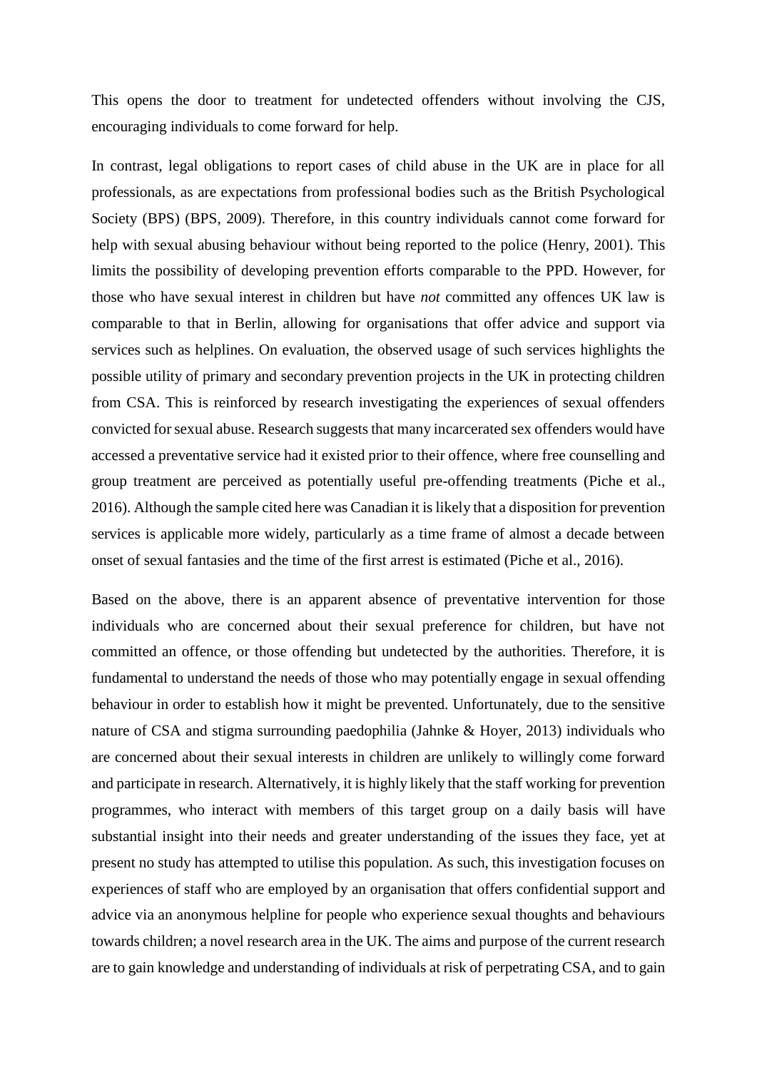This opens the door to treatment for undetected offenders without involving the CJS, encouraging individuals to come forward for help.

In contrast, legal obligations to report cases of child abuse in the UK are in place for all professionals, as are expectations from professional bodies such as the British Psychological Society (BPS) (BPS, 2009). Therefore, in this country individuals cannot come forward for help with sexual abusing behaviour without being reported to the police (Henry, 2001). This limits the possibility of developing prevention efforts comparable to the PPD. However, for those who have sexual interest in children but have *not* committed any offences UK law is comparable to that in Berlin, allowing for organisations that offer advice and support via services such as helplines. On evaluation, the observed usage of such services highlights the possible utility of primary and secondary prevention projects in the UK in protecting children from CSA. This is reinforced by research investigating the experiences of sexual offenders convicted for sexual abuse. Research suggests that many incarcerated sex offenders would have accessed a preventative service had it existed prior to their offence, where free counselling and group treatment are perceived as potentially useful pre-offending treatments (Piche et al., 2016). Although the sample cited here was Canadian it is likely that a disposition for prevention services is applicable more widely, particularly as a time frame of almost a decade between onset of sexual fantasies and the time of the first arrest is estimated (Piche et al., 2016).

Based on the above, there is an apparent absence of preventative intervention for those individuals who are concerned about their sexual preference for children, but have not committed an offence, or those offending but undetected by the authorities. Therefore, it is fundamental to understand the needs of those who may potentially engage in sexual offending behaviour in order to establish how it might be prevented. Unfortunately, due to the sensitive nature of CSA and stigma surrounding paedophilia (Jahnke & Hoyer, 2013) individuals who are concerned about their sexual interests in children are unlikely to willingly come forward and participate in research. Alternatively, it is highly likely that the staff working for prevention programmes, who interact with members of this target group on a daily basis will have substantial insight into their needs and greater understanding of the issues they face, yet at present no study has attempted to utilise this population. As such, this investigation focuses on experiences of staff who are employed by an organisation that offers confidential support and advice via an anonymous helpline for people who experience sexual thoughts and behaviours towards children; a novel research area in the UK. The aims and purpose of the current research are to gain knowledge and understanding of individuals at risk of perpetrating CSA, and to gain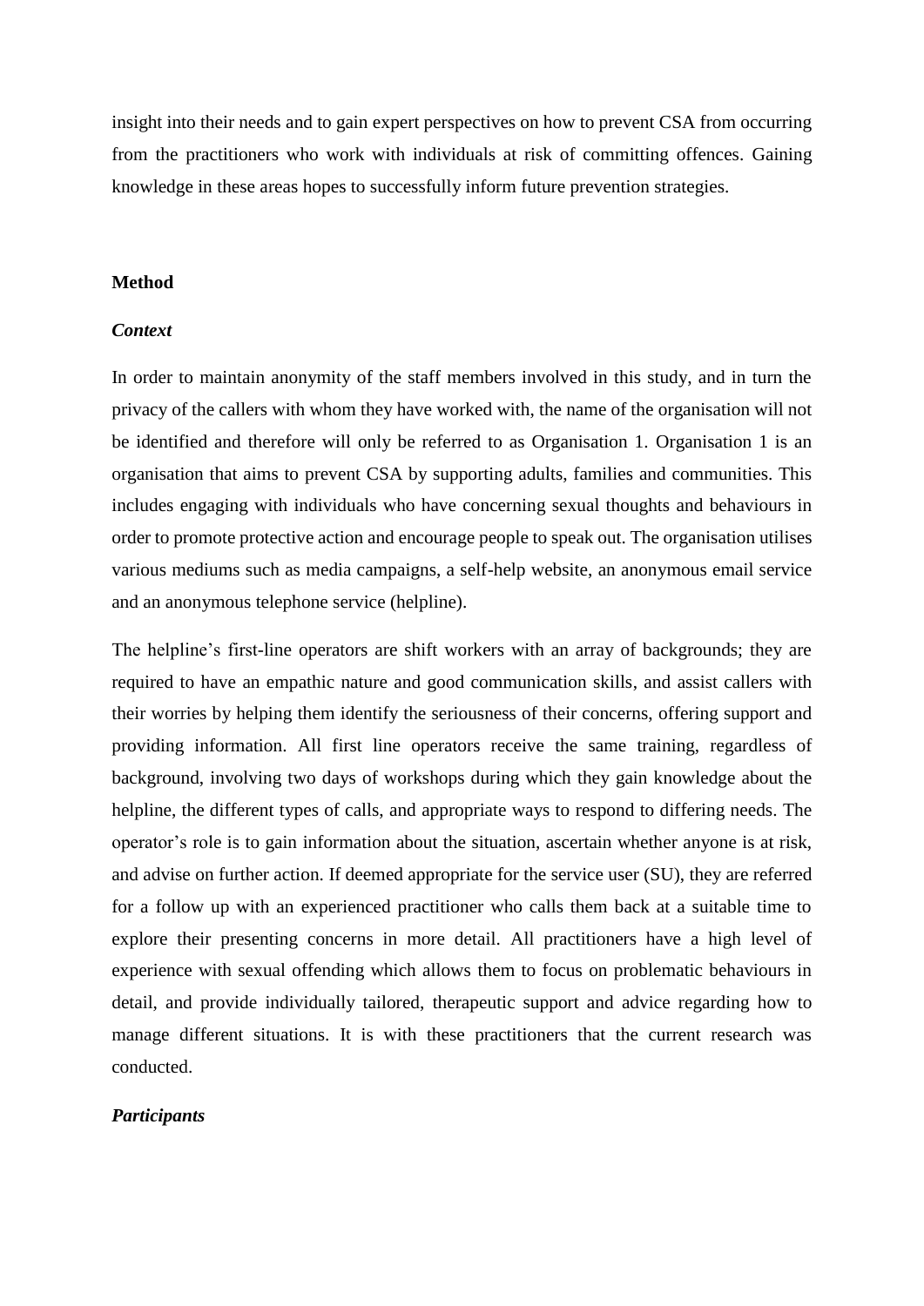insight into their needs and to gain expert perspectives on how to prevent CSA from occurring from the practitioners who work with individuals at risk of committing offences. Gaining knowledge in these areas hopes to successfully inform future prevention strategies.

## Method

### *Context*

In order to maintain anonymity of the staff members involved in this study, and in turn the privacy of the callers with whom they have worked with, the name of the organisation will not be identified and therefore will only be referred to as Organisation 1. Organisation 1 is an organisation that aims to prevent CSA by supporting adults, families and communities. This includes engaging with individuals who have concerning sexual thoughts and behaviours in order to promote protective action and encourage people to speak out. The organisation utilises various mediums such as media campaigns, a self-help website, an anonymous email service and an anonymous telephone service (helpline).

The helpline's first-line operators are shift workers with an array of backgrounds; they are required to have an empathic nature and good communication skills, and assist callers with their worries by helping them identify the seriousness of their concerns, offering support and providing information. All first line operators receive the same training, regardless of background, involving two days of workshops during which they gain knowledge about the helpline, the different types of calls, and appropriate ways to respond to differing needs. The operator's role is to gain information about the situation, ascertain whether anyone is at risk, and advise on further action. If deemed appropriate for the service user (SU), they are referred for a follow up with an experienced practitioner who calls them back at a suitable time to explore their presenting concerns in more detail. All practitioners have a high level of experience with sexual offending which allows them to focus on problematic behaviours in detail, and provide individually tailored, therapeutic support and advice regarding how to manage different situations. It is with these practitioners that the current research was conducted.

### *Participants*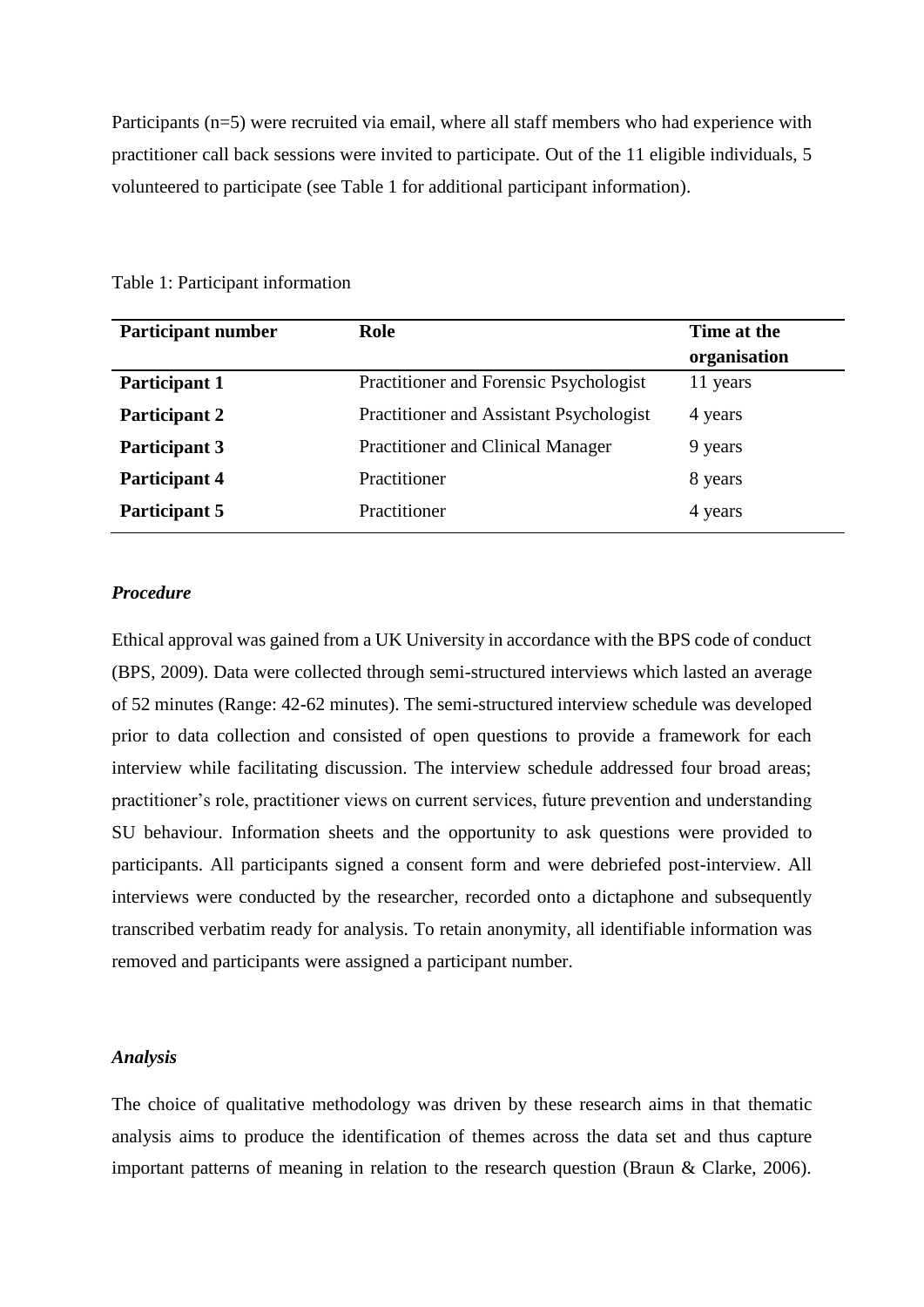Participants (n=5) were recruited via email, where all staff members who had experience with practitioner call back sessions were invited to participate. Out of the 11 eligible individuals, 5 volunteered to participate (see Table 1 for additional participant information).

Table 1: Participant information

| Participant number | Role | Time at the organisation |
|---|---|---|
| **Participant 1** | Practitioner and Forensic Psychologist | 11 years |
| **Participant 2** | Practitioner and Assistant Psychologist | 4 years |
| **Participant 3** | Practitioner and Clinical Manager | 9 years |
| **Participant 4** | Practitioner | 8 years |
| **Participant 5** | Practitioner | 4 years |

### *Procedure*

Ethical approval was gained from a UK University in accordance with the BPS code of conduct (BPS, 2009). Data were collected through semi-structured interviews which lasted an average of 52 minutes (Range: 42-62 minutes). The semi-structured interview schedule was developed prior to data collection and consisted of open questions to provide a framework for each interview while facilitating discussion. The interview schedule addressed four broad areas; practitioner's role, practitioner views on current services, future prevention and understanding SU behaviour. Information sheets and the opportunity to ask questions were provided to participants. All participants signed a consent form and were debriefed post-interview. All interviews were conducted by the researcher, recorded onto a dictaphone and subsequently transcribed verbatim ready for analysis. To retain anonymity, all identifiable information was removed and participants were assigned a participant number.

### *Analysis*

The choice of qualitative methodology was driven by these research aims in that thematic analysis aims to produce the identification of themes across the data set and thus capture important patterns of meaning in relation to the research question (Braun & Clarke, 2006).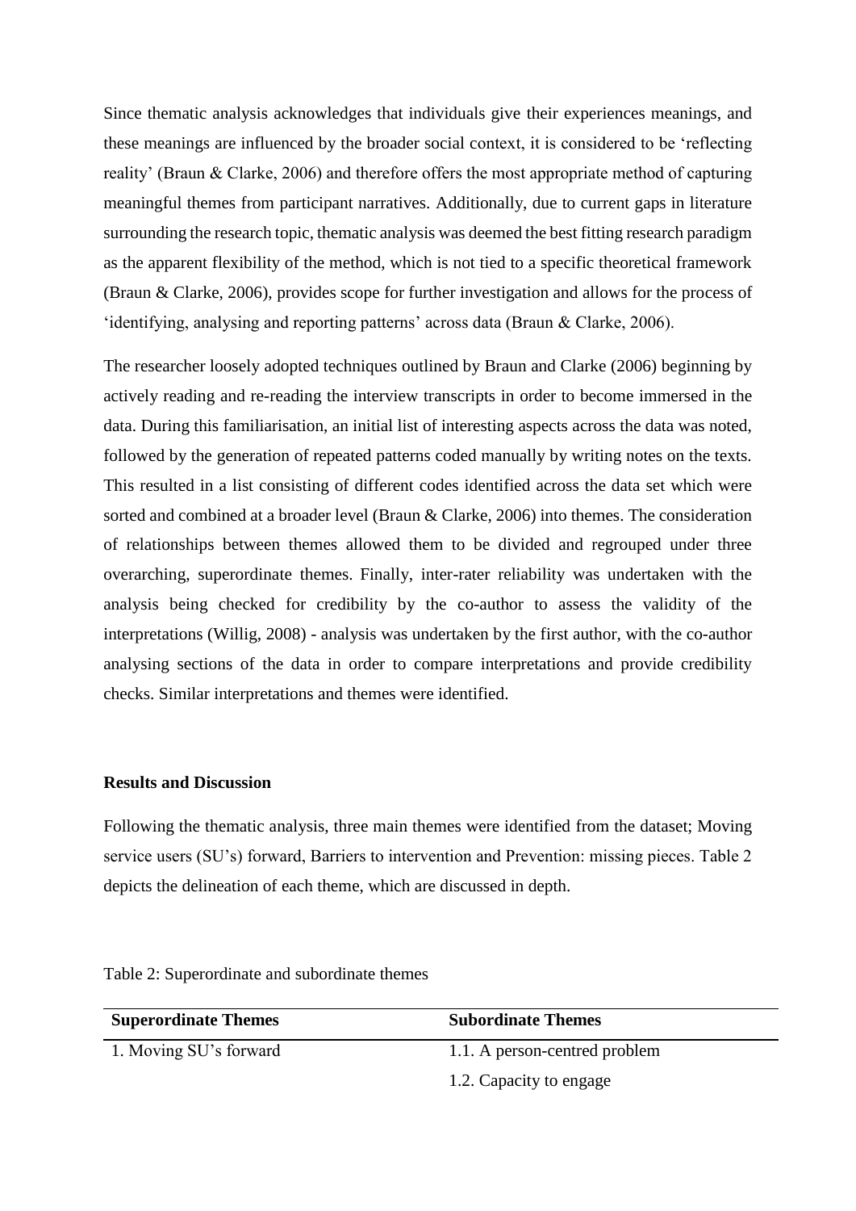Since thematic analysis acknowledges that individuals give their experiences meanings, and these meanings are influenced by the broader social context, it is considered to be 'reflecting reality' (Braun & Clarke, 2006) and therefore offers the most appropriate method of capturing meaningful themes from participant narratives. Additionally, due to current gaps in literature surrounding the research topic, thematic analysis was deemed the best fitting research paradigm as the apparent flexibility of the method, which is not tied to a specific theoretical framework (Braun & Clarke, 2006), provides scope for further investigation and allows for the process of 'identifying, analysing and reporting patterns' across data (Braun & Clarke, 2006).

The researcher loosely adopted techniques outlined by Braun and Clarke (2006) beginning by actively reading and re-reading the interview transcripts in order to become immersed in the data. During this familiarisation, an initial list of interesting aspects across the data was noted, followed by the generation of repeated patterns coded manually by writing notes on the texts. This resulted in a list consisting of different codes identified across the data set which were sorted and combined at a broader level (Braun & Clarke, 2006) into themes. The consideration of relationships between themes allowed them to be divided and regrouped under three overarching, superordinate themes. Finally, inter-rater reliability was undertaken with the analysis being checked for credibility by the co-author to assess the validity of the interpretations (Willig, 2008) - analysis was undertaken by the first author, with the co-author analysing sections of the data in order to compare interpretations and provide credibility checks. Similar interpretations and themes were identified.

**Results and Discussion**

Following the thematic analysis, three main themes were identified from the dataset; Moving service users (SU's) forward, Barriers to intervention and Prevention: missing pieces. Table 2 depicts the delineation of each theme, which are discussed in depth.

Table 2: Superordinate and subordinate themes

| **Superordinate Themes** | **Subordinate Themes** |
|---|---|
| 1. Moving SU's forward | 1.1. A person-centred problem |
| | 1.2. Capacity to engage |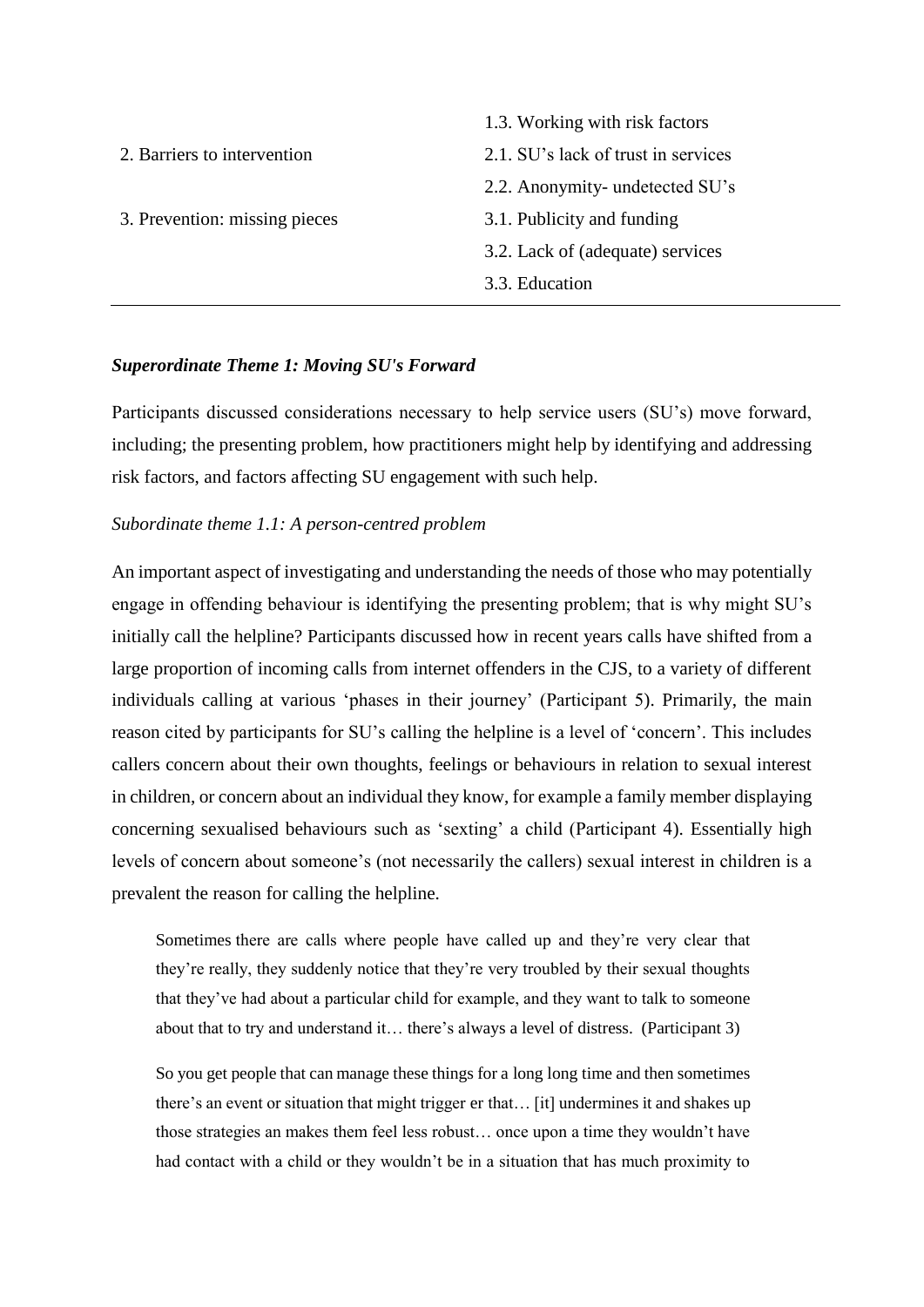| | |
|---|---|
| | 1.3. Working with risk factors |
| 2. Barriers to intervention | 2.1. SU's lack of trust in services |
| | 2.2. Anonymity- undetected SU's |
| 3. Prevention: missing pieces | 3.1. Publicity and funding |
| | 3.2. Lack of (adequate) services |
| | 3.3. Education |

### *Superordinate Theme 1: Moving SU's Forward*

Participants discussed considerations necessary to help service users (SU's) move forward, including; the presenting problem, how practitioners might help by identifying and addressing risk factors, and factors affecting SU engagement with such help.

#### *Subordinate theme 1.1: A person-centred problem*

An important aspect of investigating and understanding the needs of those who may potentially engage in offending behaviour is identifying the presenting problem; that is why might SU's initially call the helpline? Participants discussed how in recent years calls have shifted from a large proportion of incoming calls from internet offenders in the CJS, to a variety of different individuals calling at various 'phases in their journey' (Participant 5). Primarily, the main reason cited by participants for SU's calling the helpline is a level of 'concern'. This includes callers concern about their own thoughts, feelings or behaviours in relation to sexual interest in children, or concern about an individual they know, for example a family member displaying concerning sexualised behaviours such as 'sexting' a child (Participant 4). Essentially high levels of concern about someone's (not necessarily the callers) sexual interest in children is a prevalent the reason for calling the helpline.

> Sometimes there are calls where people have called up and they're very clear that they're really, they suddenly notice that they're very troubled by their sexual thoughts that they've had about a particular child for example, and they want to talk to someone about that to try and understand it… there's always a level of distress. (Participant 3)

> So you get people that can manage these things for a long long time and then sometimes there's an event or situation that might trigger er that… [it] undermines it and shakes up those strategies an makes them feel less robust… once upon a time they wouldn't have had contact with a child or they wouldn't be in a situation that has much proximity to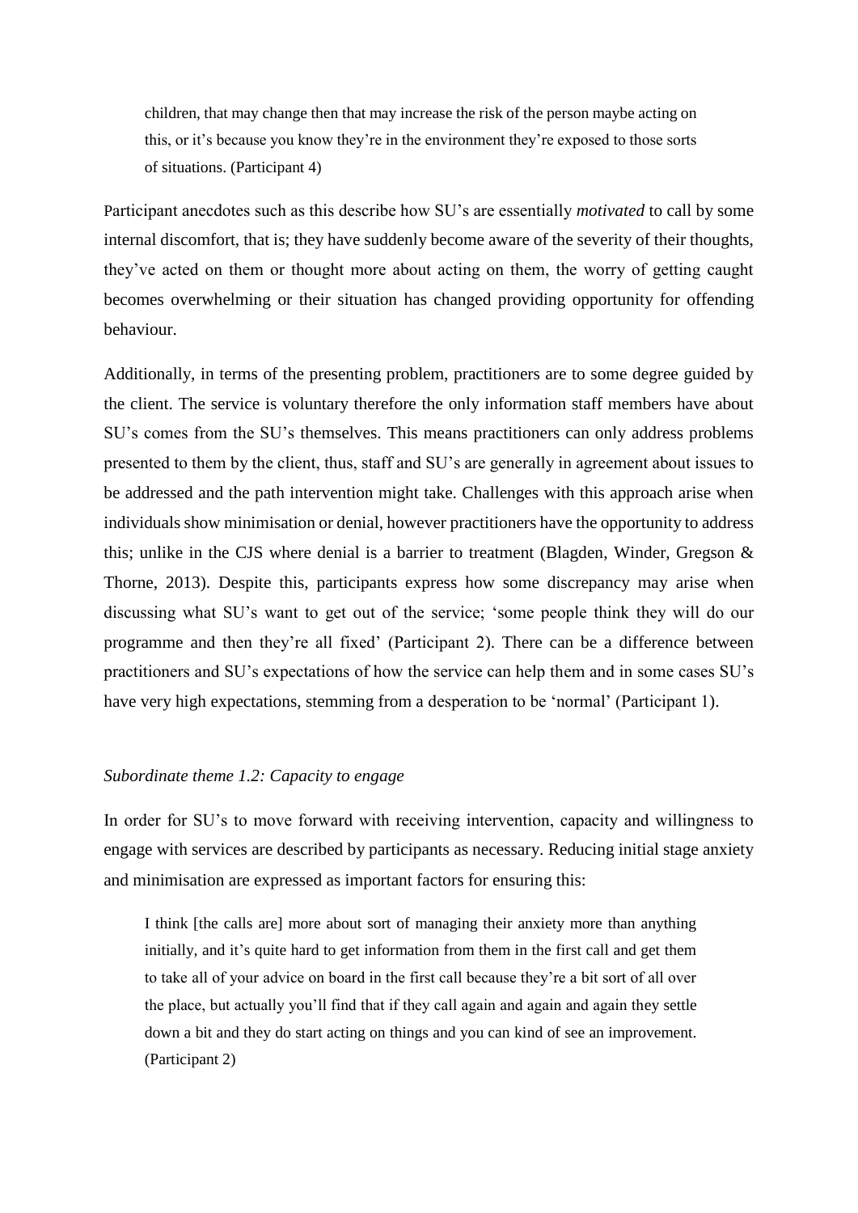> children, that may change then that may increase the risk of the person maybe acting on this, or it's because you know they're in the environment they're exposed to those sorts of situations. (Participant 4)

Participant anecdotes such as this describe how SU's are essentially *motivated* to call by some internal discomfort, that is; they have suddenly become aware of the severity of their thoughts, they've acted on them or thought more about acting on them, the worry of getting caught becomes overwhelming or their situation has changed providing opportunity for offending behaviour.

Additionally, in terms of the presenting problem, practitioners are to some degree guided by the client. The service is voluntary therefore the only information staff members have about SU's comes from the SU's themselves. This means practitioners can only address problems presented to them by the client, thus, staff and SU's are generally in agreement about issues to be addressed and the path intervention might take. Challenges with this approach arise when individuals show minimisation or denial, however practitioners have the opportunity to address this; unlike in the CJS where denial is a barrier to treatment (Blagden, Winder, Gregson & Thorne, 2013). Despite this, participants express how some discrepancy may arise when discussing what SU's want to get out of the service; 'some people think they will do our programme and then they're all fixed' (Participant 2). There can be a difference between practitioners and SU's expectations of how the service can help them and in some cases SU's have very high expectations, stemming from a desperation to be 'normal' (Participant 1).

*Subordinate theme 1.2: Capacity to engage*

In order for SU's to move forward with receiving intervention, capacity and willingness to engage with services are described by participants as necessary. Reducing initial stage anxiety and minimisation are expressed as important factors for ensuring this:

> I think [the calls are] more about sort of managing their anxiety more than anything initially, and it's quite hard to get information from them in the first call and get them to take all of your advice on board in the first call because they're a bit sort of all over the place, but actually you'll find that if they call again and again and again they settle down a bit and they do start acting on things and you can kind of see an improvement. (Participant 2)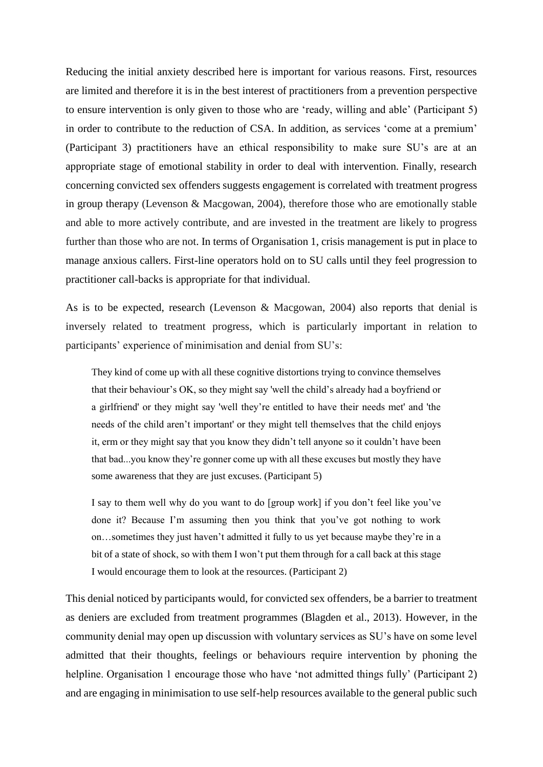Reducing the initial anxiety described here is important for various reasons. First, resources are limited and therefore it is in the best interest of practitioners from a prevention perspective to ensure intervention is only given to those who are 'ready, willing and able' (Participant 5) in order to contribute to the reduction of CSA. In addition, as services 'come at a premium' (Participant 3) practitioners have an ethical responsibility to make sure SU's are at an appropriate stage of emotional stability in order to deal with intervention. Finally, research concerning convicted sex offenders suggests engagement is correlated with treatment progress in group therapy (Levenson & Macgowan, 2004), therefore those who are emotionally stable and able to more actively contribute, and are invested in the treatment are likely to progress further than those who are not. In terms of Organisation 1, crisis management is put in place to manage anxious callers. First-line operators hold on to SU calls until they feel progression to practitioner call-backs is appropriate for that individual.

As is to be expected, research (Levenson & Macgowan, 2004) also reports that denial is inversely related to treatment progress, which is particularly important in relation to participants' experience of minimisation and denial from SU's:

> They kind of come up with all these cognitive distortions trying to convince themselves that their behaviour's OK, so they might say 'well the child's already had a boyfriend or a girlfriend' or they might say 'well they're entitled to have their needs met' and 'the needs of the child aren't important' or they might tell themselves that the child enjoys it, erm or they might say that you know they didn't tell anyone so it couldn't have been that bad...you know they're gonner come up with all these excuses but mostly they have some awareness that they are just excuses. (Participant 5)

> I say to them well why do you want to do [group work] if you don't feel like you've done it? Because I'm assuming then you think that you've got nothing to work on…sometimes they just haven't admitted it fully to us yet because maybe they're in a bit of a state of shock, so with them I won't put them through for a call back at this stage I would encourage them to look at the resources. (Participant 2)

This denial noticed by participants would, for convicted sex offenders, be a barrier to treatment as deniers are excluded from treatment programmes (Blagden et al., 2013). However, in the community denial may open up discussion with voluntary services as SU's have on some level admitted that their thoughts, feelings or behaviours require intervention by phoning the helpline. Organisation 1 encourage those who have 'not admitted things fully' (Participant 2) and are engaging in minimisation to use self-help resources available to the general public such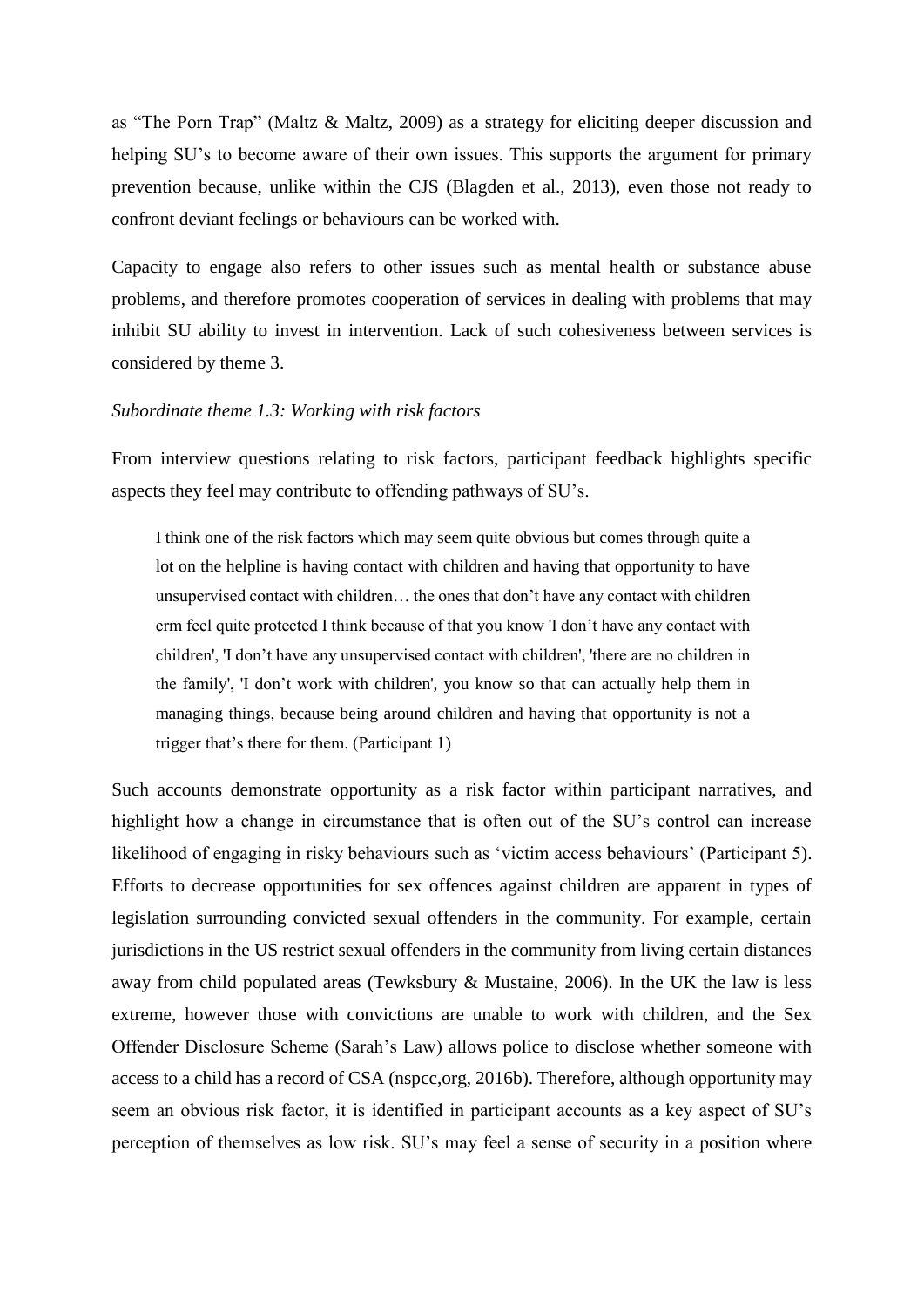as "The Porn Trap" (Maltz & Maltz, 2009) as a strategy for eliciting deeper discussion and helping SU's to become aware of their own issues. This supports the argument for primary prevention because, unlike within the CJS (Blagden et al., 2013), even those not ready to confront deviant feelings or behaviours can be worked with.

Capacity to engage also refers to other issues such as mental health or substance abuse problems, and therefore promotes cooperation of services in dealing with problems that may inhibit SU ability to invest in intervention. Lack of such cohesiveness between services is considered by theme 3.

*Subordinate theme 1.3: Working with risk factors*

From interview questions relating to risk factors, participant feedback highlights specific aspects they feel may contribute to offending pathways of SU's.

> I think one of the risk factors which may seem quite obvious but comes through quite a lot on the helpline is having contact with children and having that opportunity to have unsupervised contact with children… the ones that don't have any contact with children erm feel quite protected I think because of that you know 'I don't have any contact with children', 'I don't have any unsupervised contact with children', 'there are no children in the family', 'I don't work with children', you know so that can actually help them in managing things, because being around children and having that opportunity is not a trigger that's there for them. (Participant 1)

Such accounts demonstrate opportunity as a risk factor within participant narratives, and highlight how a change in circumstance that is often out of the SU's control can increase likelihood of engaging in risky behaviours such as 'victim access behaviours' (Participant 5). Efforts to decrease opportunities for sex offences against children are apparent in types of legislation surrounding convicted sexual offenders in the community. For example, certain jurisdictions in the US restrict sexual offenders in the community from living certain distances away from child populated areas (Tewksbury & Mustaine, 2006). In the UK the law is less extreme, however those with convictions are unable to work with children, and the Sex Offender Disclosure Scheme (Sarah's Law) allows police to disclose whether someone with access to a child has a record of CSA (nspcc,org, 2016b). Therefore, although opportunity may seem an obvious risk factor, it is identified in participant accounts as a key aspect of SU's perception of themselves as low risk. SU's may feel a sense of security in a position where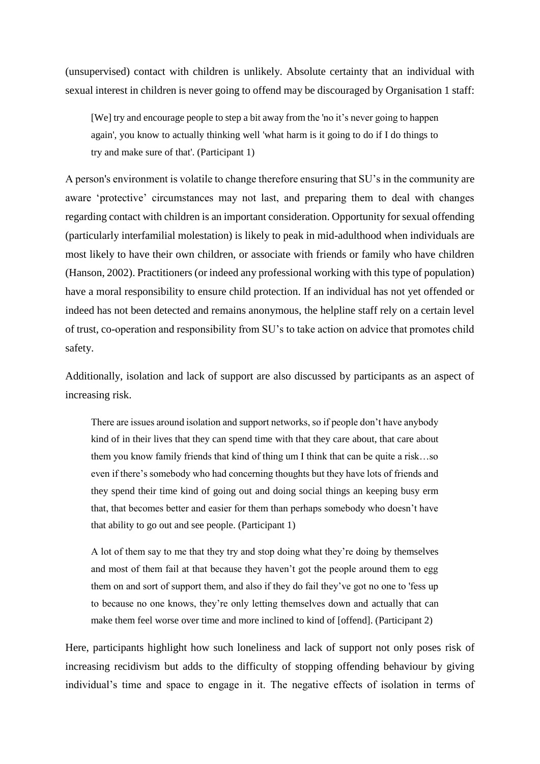(unsupervised) contact with children is unlikely. Absolute certainty that an individual with sexual interest in children is never going to offend may be discouraged by Organisation 1 staff:

> [We] try and encourage people to step a bit away from the 'no it's never going to happen again', you know to actually thinking well 'what harm is it going to do if I do things to try and make sure of that'. (Participant 1)

A person's environment is volatile to change therefore ensuring that SU's in the community are aware 'protective' circumstances may not last, and preparing them to deal with changes regarding contact with children is an important consideration. Opportunity for sexual offending (particularly interfamilial molestation) is likely to peak in mid-adulthood when individuals are most likely to have their own children, or associate with friends or family who have children (Hanson, 2002). Practitioners (or indeed any professional working with this type of population) have a moral responsibility to ensure child protection. If an individual has not yet offended or indeed has not been detected and remains anonymous, the helpline staff rely on a certain level of trust, co-operation and responsibility from SU's to take action on advice that promotes child safety.

Additionally, isolation and lack of support are also discussed by participants as an aspect of increasing risk.

> There are issues around isolation and support networks, so if people don't have anybody kind of in their lives that they can spend time with that they care about, that care about them you know family friends that kind of thing um I think that can be quite a risk…so even if there's somebody who had concerning thoughts but they have lots of friends and they spend their time kind of going out and doing social things an keeping busy erm that, that becomes better and easier for them than perhaps somebody who doesn't have that ability to go out and see people. (Participant 1)

> A lot of them say to me that they try and stop doing what they're doing by themselves and most of them fail at that because they haven't got the people around them to egg them on and sort of support them, and also if they do fail they've got no one to 'fess up to because no one knows, they're only letting themselves down and actually that can make them feel worse over time and more inclined to kind of [offend]. (Participant 2)

Here, participants highlight how such loneliness and lack of support not only poses risk of increasing recidivism but adds to the difficulty of stopping offending behaviour by giving individual's time and space to engage in it. The negative effects of isolation in terms of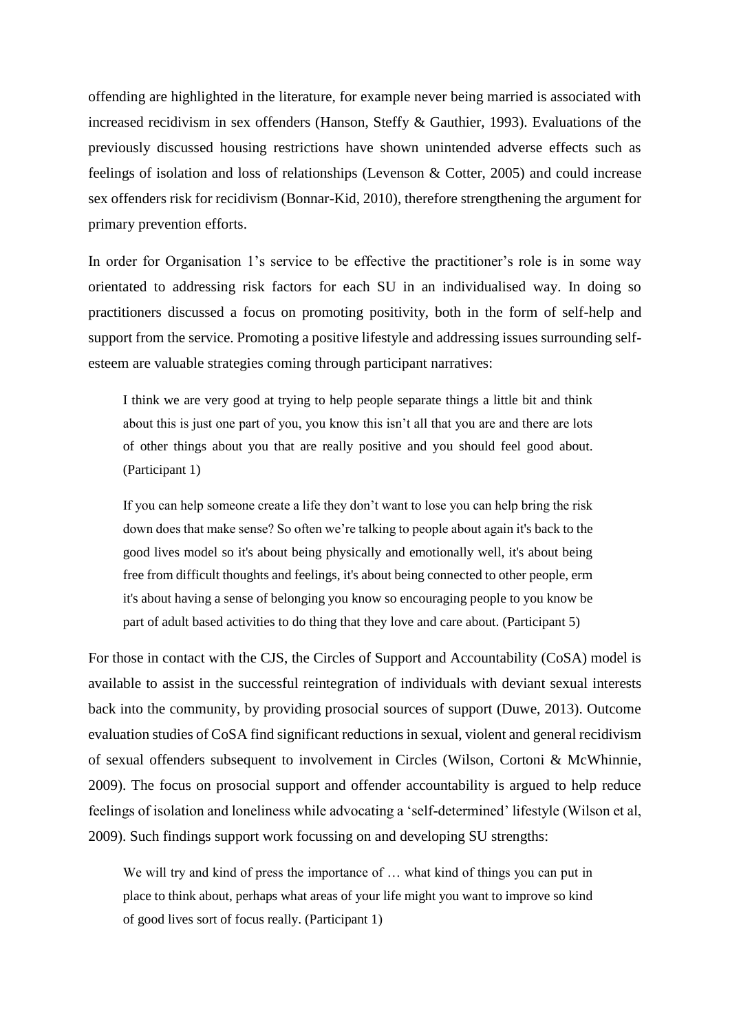offending are highlighted in the literature, for example never being married is associated with increased recidivism in sex offenders (Hanson, Steffy & Gauthier, 1993). Evaluations of the previously discussed housing restrictions have shown unintended adverse effects such as feelings of isolation and loss of relationships (Levenson & Cotter, 2005) and could increase sex offenders risk for recidivism (Bonnar-Kid, 2010), therefore strengthening the argument for primary prevention efforts.

In order for Organisation 1's service to be effective the practitioner's role is in some way orientated to addressing risk factors for each SU in an individualised way. In doing so practitioners discussed a focus on promoting positivity, both in the form of self-help and support from the service. Promoting a positive lifestyle and addressing issues surrounding self-esteem are valuable strategies coming through participant narratives:

> I think we are very good at trying to help people separate things a little bit and think about this is just one part of you, you know this isn't all that you are and there are lots of other things about you that are really positive and you should feel good about. (Participant 1)

> If you can help someone create a life they don't want to lose you can help bring the risk down does that make sense? So often we're talking to people about again it's back to the good lives model so it's about being physically and emotionally well, it's about being free from difficult thoughts and feelings, it's about being connected to other people, erm it's about having a sense of belonging you know so encouraging people to you know be part of adult based activities to do thing that they love and care about. (Participant 5)

For those in contact with the CJS, the Circles of Support and Accountability (CoSA) model is available to assist in the successful reintegration of individuals with deviant sexual interests back into the community, by providing prosocial sources of support (Duwe, 2013). Outcome evaluation studies of CoSA find significant reductions in sexual, violent and general recidivism of sexual offenders subsequent to involvement in Circles (Wilson, Cortoni & McWhinnie, 2009). The focus on prosocial support and offender accountability is argued to help reduce feelings of isolation and loneliness while advocating a 'self-determined' lifestyle (Wilson et al, 2009). Such findings support work focussing on and developing SU strengths:

> We will try and kind of press the importance of … what kind of things you can put in place to think about, perhaps what areas of your life might you want to improve so kind of good lives sort of focus really. (Participant 1)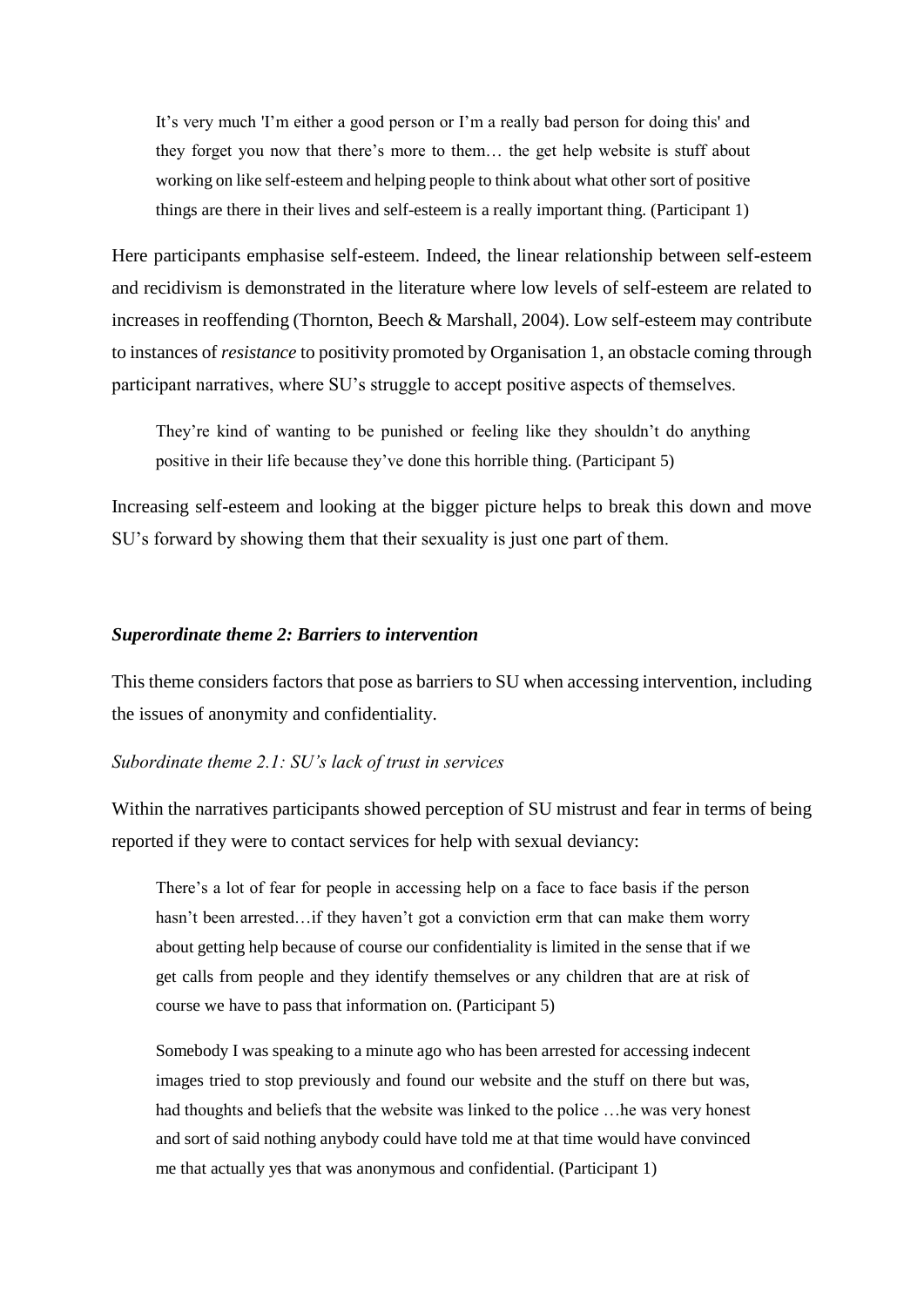> It's very much 'I'm either a good person or I'm a really bad person for doing this' and they forget you now that there's more to them… the get help website is stuff about working on like self-esteem and helping people to think about what other sort of positive things are there in their lives and self-esteem is a really important thing. (Participant 1)

Here participants emphasise self-esteem. Indeed, the linear relationship between self-esteem and recidivism is demonstrated in the literature where low levels of self-esteem are related to increases in reoffending (Thornton, Beech & Marshall, 2004). Low self-esteem may contribute to instances of *resistance* to positivity promoted by Organisation 1, an obstacle coming through participant narratives, where SU's struggle to accept positive aspects of themselves.

> They're kind of wanting to be punished or feeling like they shouldn't do anything positive in their life because they've done this horrible thing. (Participant 5)

Increasing self-esteem and looking at the bigger picture helps to break this down and move SU's forward by showing them that their sexuality is just one part of them.

### *Superordinate theme 2: Barriers to intervention*

This theme considers factors that pose as barriers to SU when accessing intervention, including the issues of anonymity and confidentiality.

#### *Subordinate theme 2.1: SU's lack of trust in services*

Within the narratives participants showed perception of SU mistrust and fear in terms of being reported if they were to contact services for help with sexual deviancy:

> There's a lot of fear for people in accessing help on a face to face basis if the person hasn't been arrested…if they haven't got a conviction erm that can make them worry about getting help because of course our confidentiality is limited in the sense that if we get calls from people and they identify themselves or any children that are at risk of course we have to pass that information on. (Participant 5)

> Somebody I was speaking to a minute ago who has been arrested for accessing indecent images tried to stop previously and found our website and the stuff on there but was, had thoughts and beliefs that the website was linked to the police …he was very honest and sort of said nothing anybody could have told me at that time would have convinced me that actually yes that was anonymous and confidential. (Participant 1)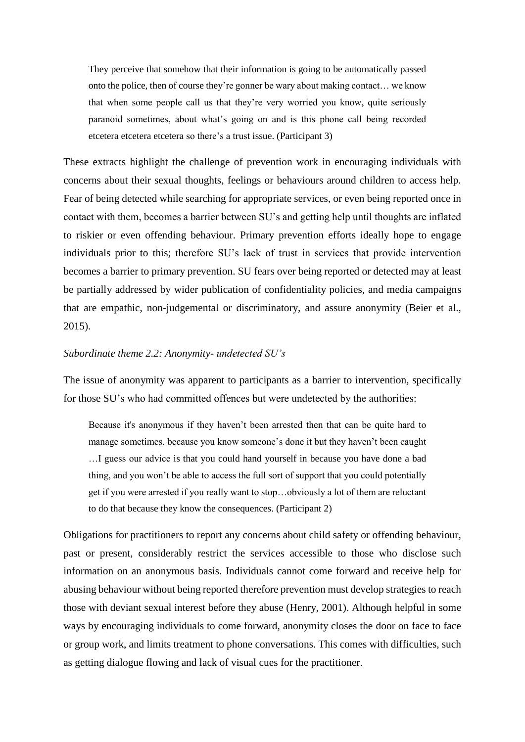> They perceive that somehow that their information is going to be automatically passed onto the police, then of course they're gonner be wary about making contact… we know that when some people call us that they're very worried you know, quite seriously paranoid sometimes, about what's going on and is this phone call being recorded etcetera etcetera etcetera so there's a trust issue. (Participant 3)

These extracts highlight the challenge of prevention work in encouraging individuals with concerns about their sexual thoughts, feelings or behaviours around children to access help. Fear of being detected while searching for appropriate services, or even being reported once in contact with them, becomes a barrier between SU's and getting help until thoughts are inflated to riskier or even offending behaviour. Primary prevention efforts ideally hope to engage individuals prior to this; therefore SU's lack of trust in services that provide intervention becomes a barrier to primary prevention. SU fears over being reported or detected may at least be partially addressed by wider publication of confidentiality policies, and media campaigns that are empathic, non-judgemental or discriminatory, and assure anonymity (Beier et al., 2015).

*Subordinate theme 2.2: Anonymity- undetected SU's*

The issue of anonymity was apparent to participants as a barrier to intervention, specifically for those SU's who had committed offences but were undetected by the authorities:

> Because it's anonymous if they haven't been arrested then that can be quite hard to manage sometimes, because you know someone's done it but they haven't been caught …I guess our advice is that you could hand yourself in because you have done a bad thing, and you won't be able to access the full sort of support that you could potentially get if you were arrested if you really want to stop…obviously a lot of them are reluctant to do that because they know the consequences. (Participant 2)

Obligations for practitioners to report any concerns about child safety or offending behaviour, past or present, considerably restrict the services accessible to those who disclose such information on an anonymous basis. Individuals cannot come forward and receive help for abusing behaviour without being reported therefore prevention must develop strategies to reach those with deviant sexual interest before they abuse (Henry, 2001). Although helpful in some ways by encouraging individuals to come forward, anonymity closes the door on face to face or group work, and limits treatment to phone conversations. This comes with difficulties, such as getting dialogue flowing and lack of visual cues for the practitioner.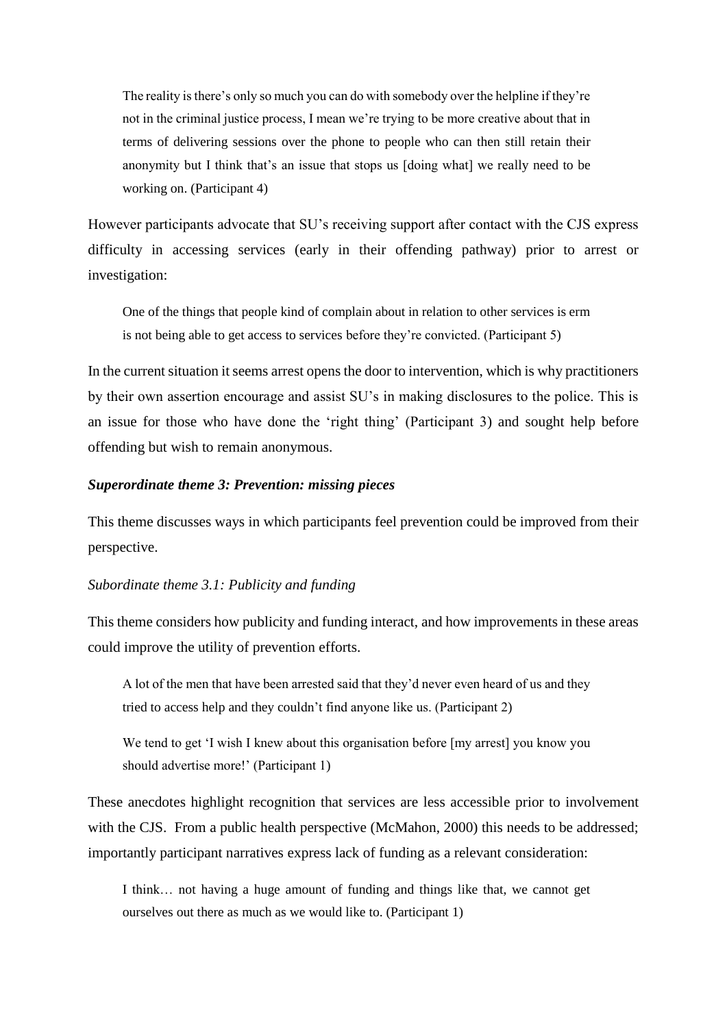> The reality is there's only so much you can do with somebody over the helpline if they're not in the criminal justice process, I mean we're trying to be more creative about that in terms of delivering sessions over the phone to people who can then still retain their anonymity but I think that's an issue that stops us [doing what] we really need to be working on. (Participant 4)

However participants advocate that SU's receiving support after contact with the CJS express difficulty in accessing services (early in their offending pathway) prior to arrest or investigation:

> One of the things that people kind of complain about in relation to other services is erm is not being able to get access to services before they're convicted. (Participant 5)

In the current situation it seems arrest opens the door to intervention, which is why practitioners by their own assertion encourage and assist SU's in making disclosures to the police. This is an issue for those who have done the 'right thing' (Participant 3) and sought help before offending but wish to remain anonymous.

### *Superordinate theme 3: Prevention: missing pieces*

This theme discusses ways in which participants feel prevention could be improved from their perspective.

#### *Subordinate theme 3.1: Publicity and funding*

This theme considers how publicity and funding interact, and how improvements in these areas could improve the utility of prevention efforts.

> A lot of the men that have been arrested said that they'd never even heard of us and they tried to access help and they couldn't find anyone like us. (Participant 2)

> We tend to get 'I wish I knew about this organisation before [my arrest] you know you should advertise more!' (Participant 1)

These anecdotes highlight recognition that services are less accessible prior to involvement with the CJS. From a public health perspective (McMahon, 2000) this needs to be addressed; importantly participant narratives express lack of funding as a relevant consideration:

> I think… not having a huge amount of funding and things like that, we cannot get ourselves out there as much as we would like to. (Participant 1)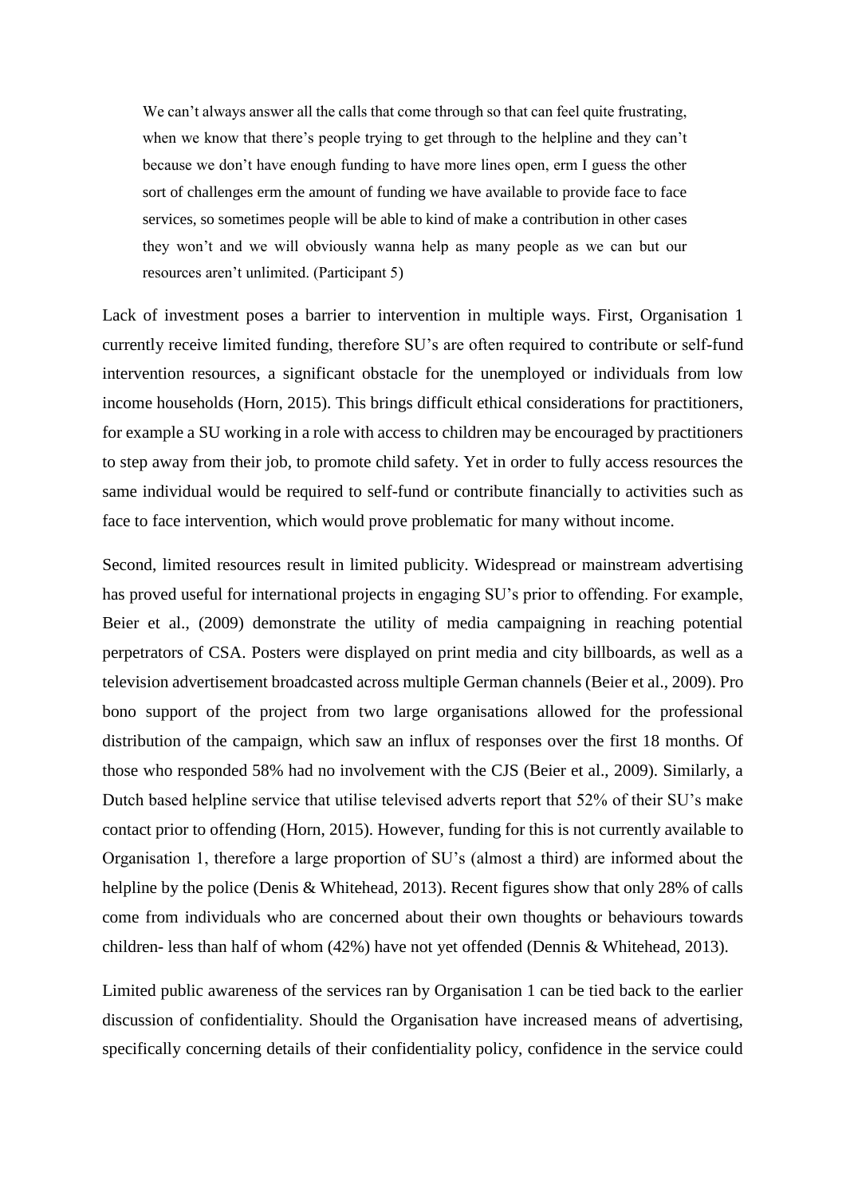> We can't always answer all the calls that come through so that can feel quite frustrating, when we know that there's people trying to get through to the helpline and they can't because we don't have enough funding to have more lines open, erm I guess the other sort of challenges erm the amount of funding we have available to provide face to face services, so sometimes people will be able to kind of make a contribution in other cases they won't and we will obviously wanna help as many people as we can but our resources aren't unlimited. (Participant 5)

Lack of investment poses a barrier to intervention in multiple ways. First, Organisation 1 currently receive limited funding, therefore SU's are often required to contribute or self-fund intervention resources, a significant obstacle for the unemployed or individuals from low income households (Horn, 2015). This brings difficult ethical considerations for practitioners, for example a SU working in a role with access to children may be encouraged by practitioners to step away from their job, to promote child safety. Yet in order to fully access resources the same individual would be required to self-fund or contribute financially to activities such as face to face intervention, which would prove problematic for many without income.

Second, limited resources result in limited publicity. Widespread or mainstream advertising has proved useful for international projects in engaging SU's prior to offending. For example, Beier et al., (2009) demonstrate the utility of media campaigning in reaching potential perpetrators of CSA. Posters were displayed on print media and city billboards, as well as a television advertisement broadcasted across multiple German channels (Beier et al., 2009). Pro bono support of the project from two large organisations allowed for the professional distribution of the campaign, which saw an influx of responses over the first 18 months. Of those who responded 58% had no involvement with the CJS (Beier et al., 2009). Similarly, a Dutch based helpline service that utilise televised adverts report that 52% of their SU's make contact prior to offending (Horn, 2015). However, funding for this is not currently available to Organisation 1, therefore a large proportion of SU's (almost a third) are informed about the helpline by the police (Denis & Whitehead, 2013). Recent figures show that only 28% of calls come from individuals who are concerned about their own thoughts or behaviours towards children- less than half of whom (42%) have not yet offended (Dennis & Whitehead, 2013).

Limited public awareness of the services ran by Organisation 1 can be tied back to the earlier discussion of confidentiality. Should the Organisation have increased means of advertising, specifically concerning details of their confidentiality policy, confidence in the service could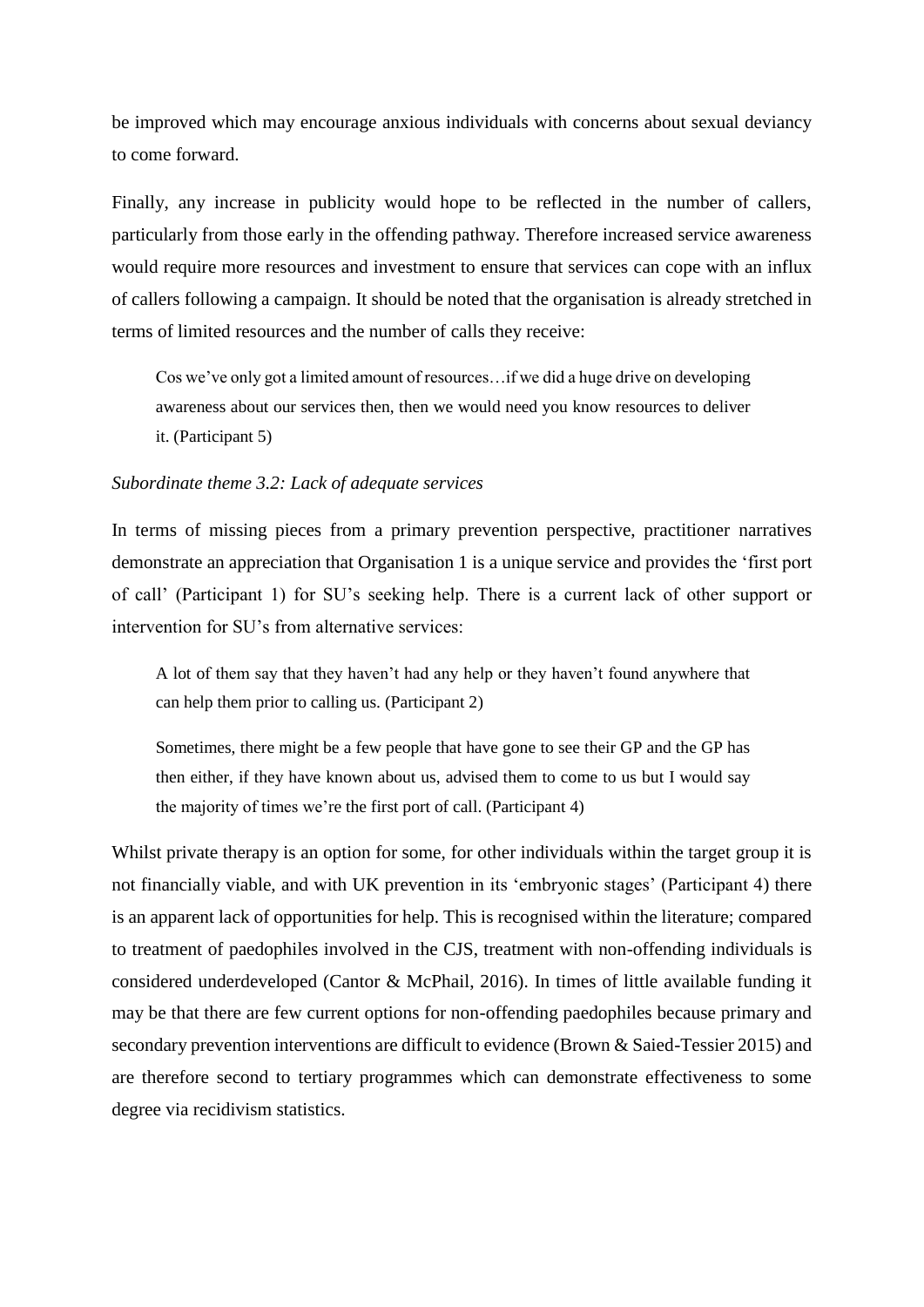be improved which may encourage anxious individuals with concerns about sexual deviancy to come forward.

Finally, any increase in publicity would hope to be reflected in the number of callers, particularly from those early in the offending pathway. Therefore increased service awareness would require more resources and investment to ensure that services can cope with an influx of callers following a campaign. It should be noted that the organisation is already stretched in terms of limited resources and the number of calls they receive:

> Cos we've only got a limited amount of resources…if we did a huge drive on developing awareness about our services then, then we would need you know resources to deliver it. (Participant 5)

*Subordinate theme 3.2: Lack of adequate services*

In terms of missing pieces from a primary prevention perspective, practitioner narratives demonstrate an appreciation that Organisation 1 is a unique service and provides the 'first port of call' (Participant 1) for SU's seeking help. There is a current lack of other support or intervention for SU's from alternative services:

> A lot of them say that they haven't had any help or they haven't found anywhere that can help them prior to calling us. (Participant 2)

> Sometimes, there might be a few people that have gone to see their GP and the GP has then either, if they have known about us, advised them to come to us but I would say the majority of times we're the first port of call. (Participant 4)

Whilst private therapy is an option for some, for other individuals within the target group it is not financially viable, and with UK prevention in its 'embryonic stages' (Participant 4) there is an apparent lack of opportunities for help. This is recognised within the literature; compared to treatment of paedophiles involved in the CJS, treatment with non-offending individuals is considered underdeveloped (Cantor & McPhail, 2016). In times of little available funding it may be that there are few current options for non-offending paedophiles because primary and secondary prevention interventions are difficult to evidence (Brown & Saied-Tessier 2015) and are therefore second to tertiary programmes which can demonstrate effectiveness to some degree via recidivism statistics.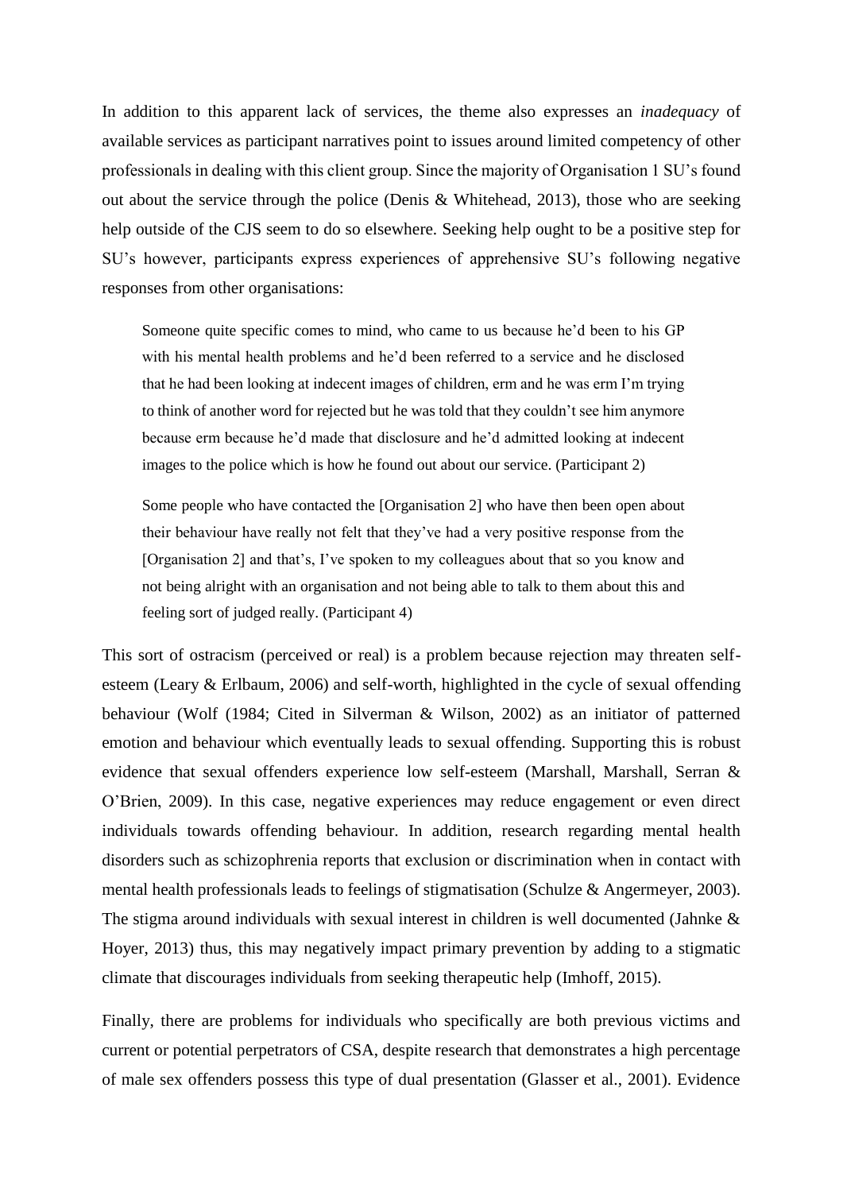In addition to this apparent lack of services, the theme also expresses an *inadequacy* of available services as participant narratives point to issues around limited competency of other professionals in dealing with this client group. Since the majority of Organisation 1 SU's found out about the service through the police (Denis & Whitehead, 2013), those who are seeking help outside of the CJS seem to do so elsewhere. Seeking help ought to be a positive step for SU's however, participants express experiences of apprehensive SU's following negative responses from other organisations:

> Someone quite specific comes to mind, who came to us because he'd been to his GP with his mental health problems and he'd been referred to a service and he disclosed that he had been looking at indecent images of children, erm and he was erm I'm trying to think of another word for rejected but he was told that they couldn't see him anymore because erm because he'd made that disclosure and he'd admitted looking at indecent images to the police which is how he found out about our service. (Participant 2)

> Some people who have contacted the [Organisation 2] who have then been open about their behaviour have really not felt that they've had a very positive response from the [Organisation 2] and that's, I've spoken to my colleagues about that so you know and not being alright with an organisation and not being able to talk to them about this and feeling sort of judged really. (Participant 4)

This sort of ostracism (perceived or real) is a problem because rejection may threaten self-esteem (Leary & Erlbaum, 2006) and self-worth, highlighted in the cycle of sexual offending behaviour (Wolf (1984; Cited in Silverman & Wilson, 2002) as an initiator of patterned emotion and behaviour which eventually leads to sexual offending. Supporting this is robust evidence that sexual offenders experience low self-esteem (Marshall, Marshall, Serran & O'Brien, 2009). In this case, negative experiences may reduce engagement or even direct individuals towards offending behaviour. In addition, research regarding mental health disorders such as schizophrenia reports that exclusion or discrimination when in contact with mental health professionals leads to feelings of stigmatisation (Schulze & Angermeyer, 2003). The stigma around individuals with sexual interest in children is well documented (Jahnke & Hoyer, 2013) thus, this may negatively impact primary prevention by adding to a stigmatic climate that discourages individuals from seeking therapeutic help (Imhoff, 2015).

Finally, there are problems for individuals who specifically are both previous victims and current or potential perpetrators of CSA, despite research that demonstrates a high percentage of male sex offenders possess this type of dual presentation (Glasser et al., 2001). Evidence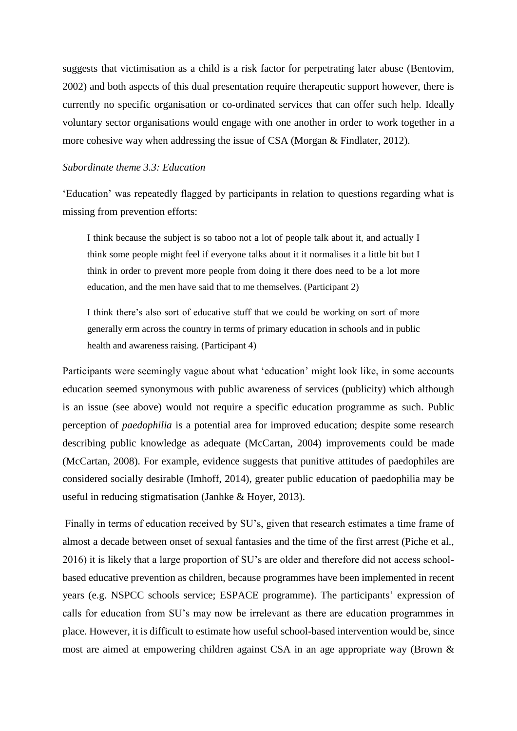suggests that victimisation as a child is a risk factor for perpetrating later abuse (Bentovim, 2002) and both aspects of this dual presentation require therapeutic support however, there is currently no specific organisation or co-ordinated services that can offer such help. Ideally voluntary sector organisations would engage with one another in order to work together in a more cohesive way when addressing the issue of CSA (Morgan & Findlater, 2012).

*Subordinate theme 3.3: Education*

'Education' was repeatedly flagged by participants in relation to questions regarding what is missing from prevention efforts:

> I think because the subject is so taboo not a lot of people talk about it, and actually I think some people might feel if everyone talks about it it normalises it a little bit but I think in order to prevent more people from doing it there does need to be a lot more education, and the men have said that to me themselves. (Participant 2)

> I think there's also sort of educative stuff that we could be working on sort of more generally erm across the country in terms of primary education in schools and in public health and awareness raising. (Participant 4)

Participants were seemingly vague about what 'education' might look like, in some accounts education seemed synonymous with public awareness of services (publicity) which although is an issue (see above) would not require a specific education programme as such. Public perception of *paedophilia* is a potential area for improved education; despite some research describing public knowledge as adequate (McCartan, 2004) improvements could be made (McCartan, 2008). For example, evidence suggests that punitive attitudes of paedophiles are considered socially desirable (Imhoff, 2014), greater public education of paedophilia may be useful in reducing stigmatisation (Janhke & Hoyer, 2013).

Finally in terms of education received by SU's, given that research estimates a time frame of almost a decade between onset of sexual fantasies and the time of the first arrest (Piche et al., 2016) it is likely that a large proportion of SU's are older and therefore did not access school-based educative prevention as children, because programmes have been implemented in recent years (e.g. NSPCC schools service; ESPACE programme). The participants' expression of calls for education from SU's may now be irrelevant as there are education programmes in place. However, it is difficult to estimate how useful school-based intervention would be, since most are aimed at empowering children against CSA in an age appropriate way (Brown &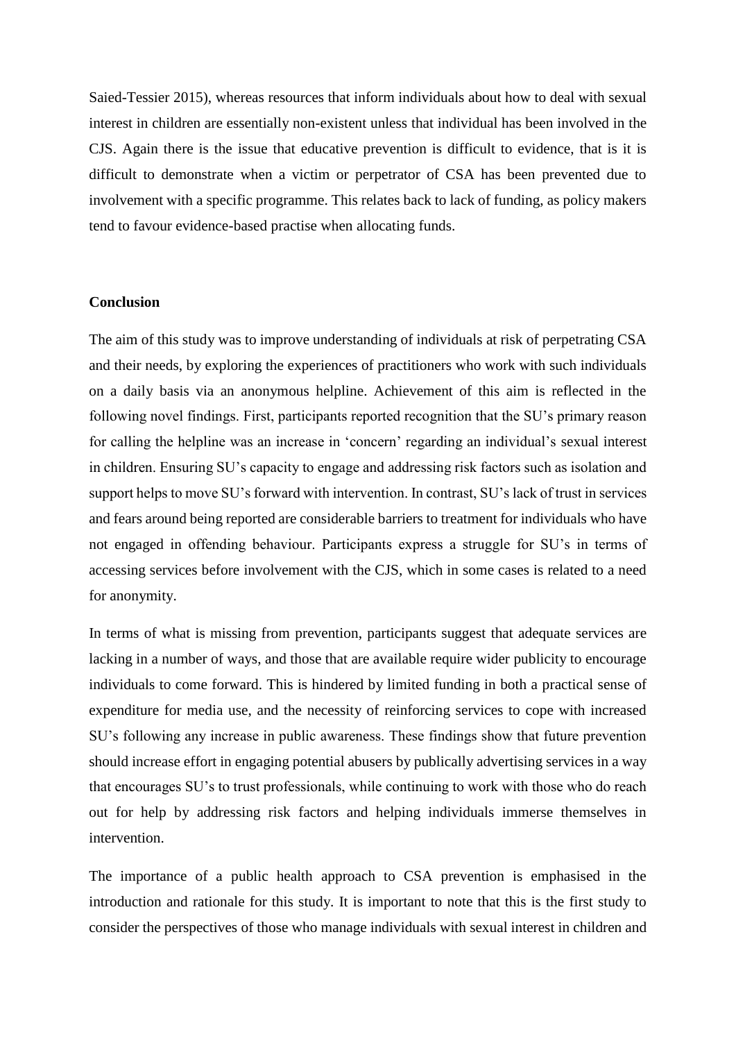Saied-Tessier 2015), whereas resources that inform individuals about how to deal with sexual interest in children are essentially non-existent unless that individual has been involved in the CJS. Again there is the issue that educative prevention is difficult to evidence, that is it is difficult to demonstrate when a victim or perpetrator of CSA has been prevented due to involvement with a specific programme. This relates back to lack of funding, as policy makers tend to favour evidence-based practise when allocating funds.

**Conclusion**

The aim of this study was to improve understanding of individuals at risk of perpetrating CSA and their needs, by exploring the experiences of practitioners who work with such individuals on a daily basis via an anonymous helpline. Achievement of this aim is reflected in the following novel findings. First, participants reported recognition that the SU's primary reason for calling the helpline was an increase in 'concern' regarding an individual's sexual interest in children. Ensuring SU's capacity to engage and addressing risk factors such as isolation and support helps to move SU's forward with intervention. In contrast, SU's lack of trust in services and fears around being reported are considerable barriers to treatment for individuals who have not engaged in offending behaviour. Participants express a struggle for SU's in terms of accessing services before involvement with the CJS, which in some cases is related to a need for anonymity.

In terms of what is missing from prevention, participants suggest that adequate services are lacking in a number of ways, and those that are available require wider publicity to encourage individuals to come forward. This is hindered by limited funding in both a practical sense of expenditure for media use, and the necessity of reinforcing services to cope with increased SU's following any increase in public awareness. These findings show that future prevention should increase effort in engaging potential abusers by publically advertising services in a way that encourages SU's to trust professionals, while continuing to work with those who do reach out for help by addressing risk factors and helping individuals immerse themselves in intervention.

The importance of a public health approach to CSA prevention is emphasised in the introduction and rationale for this study. It is important to note that this is the first study to consider the perspectives of those who manage individuals with sexual interest in children and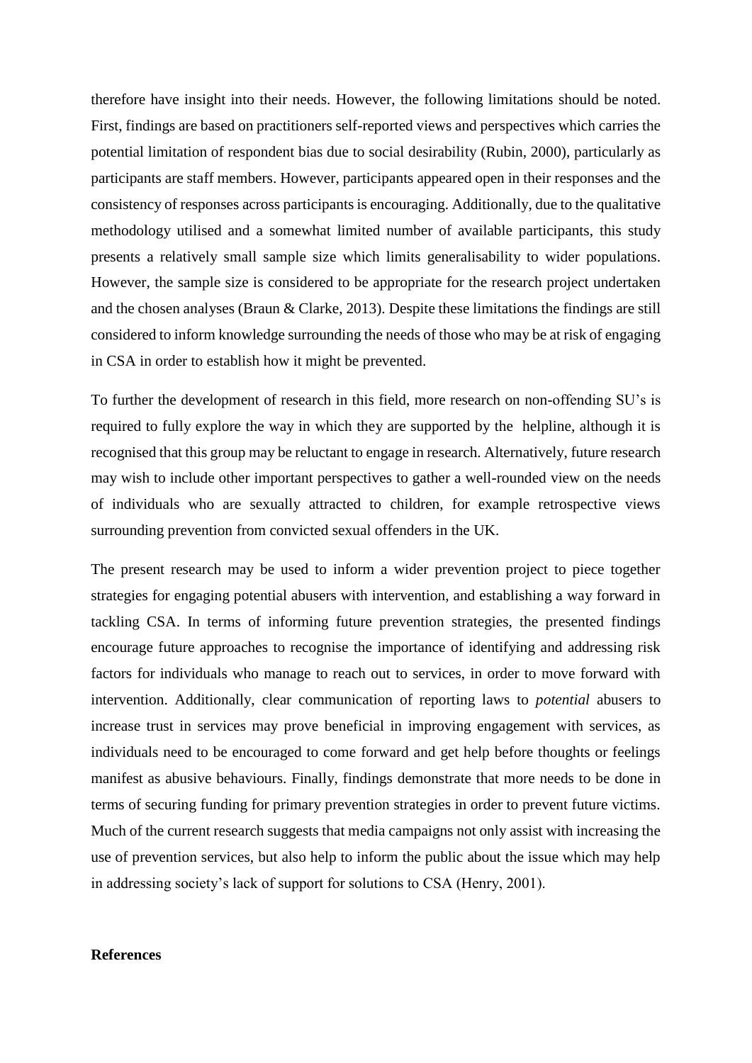therefore have insight into their needs. However, the following limitations should be noted. First, findings are based on practitioners self-reported views and perspectives which carries the potential limitation of respondent bias due to social desirability (Rubin, 2000), particularly as participants are staff members. However, participants appeared open in their responses and the consistency of responses across participants is encouraging. Additionally, due to the qualitative methodology utilised and a somewhat limited number of available participants, this study presents a relatively small sample size which limits generalisability to wider populations. However, the sample size is considered to be appropriate for the research project undertaken and the chosen analyses (Braun & Clarke, 2013). Despite these limitations the findings are still considered to inform knowledge surrounding the needs of those who may be at risk of engaging in CSA in order to establish how it might be prevented.

To further the development of research in this field, more research on non-offending SU's is required to fully explore the way in which they are supported by the helpline, although it is recognised that this group may be reluctant to engage in research. Alternatively, future research may wish to include other important perspectives to gather a well-rounded view on the needs of individuals who are sexually attracted to children, for example retrospective views surrounding prevention from convicted sexual offenders in the UK.

The present research may be used to inform a wider prevention project to piece together strategies for engaging potential abusers with intervention, and establishing a way forward in tackling CSA. In terms of informing future prevention strategies, the presented findings encourage future approaches to recognise the importance of identifying and addressing risk factors for individuals who manage to reach out to services, in order to move forward with intervention. Additionally, clear communication of reporting laws to *potential* abusers to increase trust in services may prove beneficial in improving engagement with services, as individuals need to be encouraged to come forward and get help before thoughts or feelings manifest as abusive behaviours. Finally, findings demonstrate that more needs to be done in terms of securing funding for primary prevention strategies in order to prevent future victims. Much of the current research suggests that media campaigns not only assist with increasing the use of prevention services, but also help to inform the public about the issue which may help in addressing society's lack of support for solutions to CSA (Henry, 2001).

**References**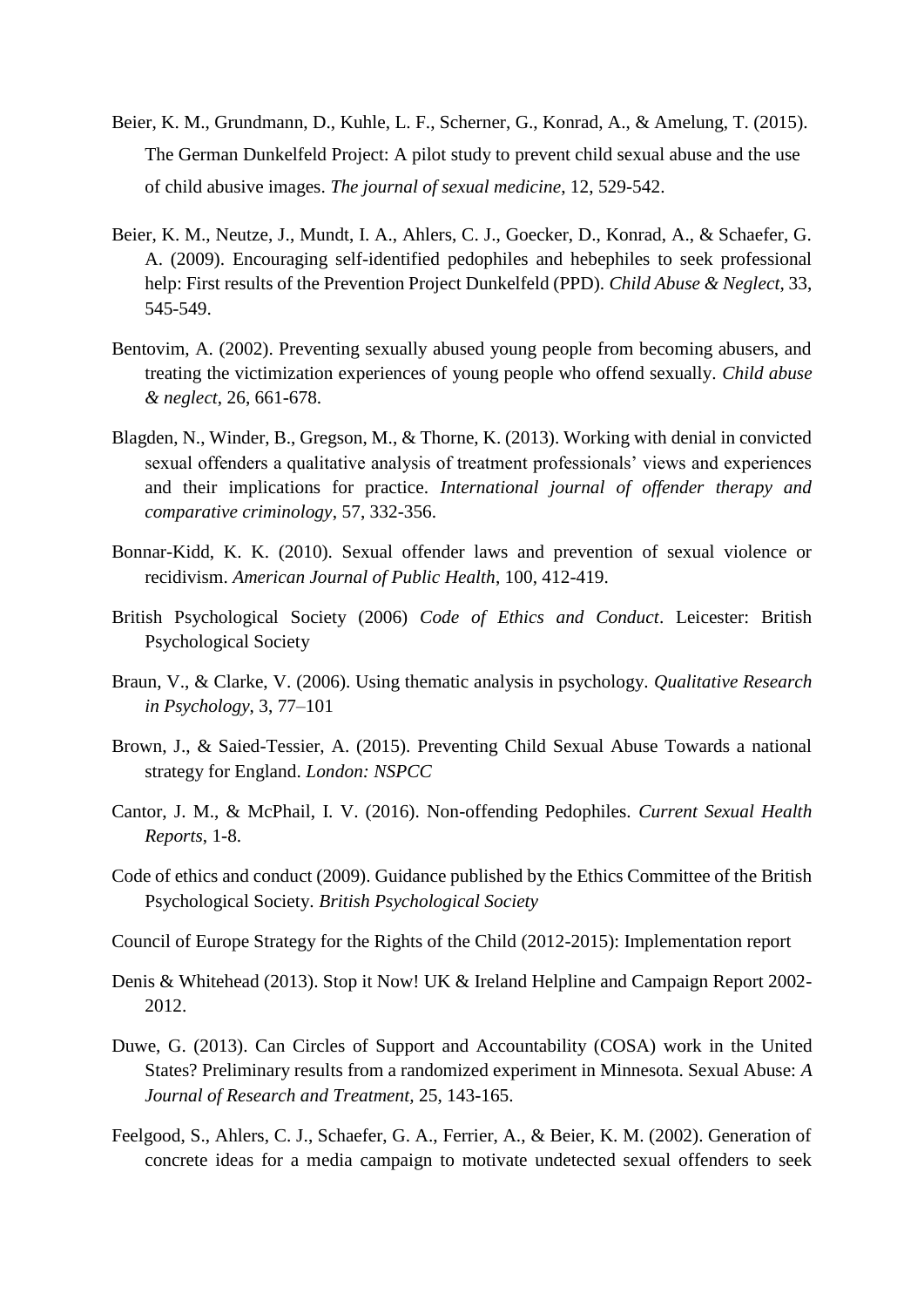Beier, K. M., Grundmann, D., Kuhle, L. F., Scherner, G., Konrad, A., & Amelung, T. (2015). The German Dunkelfeld Project: A pilot study to prevent child sexual abuse and the use of child abusive images. *The journal of sexual medicine*, 12, 529-542.

Beier, K. M., Neutze, J., Mundt, I. A., Ahlers, C. J., Goecker, D., Konrad, A., & Schaefer, G. A. (2009). Encouraging self-identified pedophiles and hebephiles to seek professional help: First results of the Prevention Project Dunkelfeld (PPD). *Child Abuse & Neglect*, 33, 545-549.

Bentovim, A. (2002). Preventing sexually abused young people from becoming abusers, and treating the victimization experiences of young people who offend sexually. *Child abuse & neglect*, 26, 661-678.

Blagden, N., Winder, B., Gregson, M., & Thorne, K. (2013). Working with denial in convicted sexual offenders a qualitative analysis of treatment professionals' views and experiences and their implications for practice. *International journal of offender therapy and comparative criminology*, 57, 332-356.

Bonnar-Kidd, K. K. (2010). Sexual offender laws and prevention of sexual violence or recidivism. *American Journal of Public Health*, 100, 412-419.

British Psychological Society (2006) *Code of Ethics and Conduct*. Leicester: British Psychological Society

Braun, V., & Clarke, V. (2006). Using thematic analysis in psychology. *Qualitative Research in Psychology*, 3, 77–101

Brown, J., & Saied-Tessier, A. (2015). Preventing Child Sexual Abuse Towards a national strategy for England. *London: NSPCC*

Cantor, J. M., & McPhail, I. V. (2016). Non-offending Pedophiles. *Current Sexual Health Reports*, 1-8.

Code of ethics and conduct (2009). Guidance published by the Ethics Committee of the British Psychological Society. *British Psychological Society*

Council of Europe Strategy for the Rights of the Child (2012-2015): Implementation report

Denis & Whitehead (2013). Stop it Now! UK & Ireland Helpline and Campaign Report 2002-2012.

Duwe, G. (2013). Can Circles of Support and Accountability (COSA) work in the United States? Preliminary results from a randomized experiment in Minnesota. Sexual Abuse: *A Journal of Research and Treatment*, 25, 143-165.

Feelgood, S., Ahlers, C. J., Schaefer, G. A., Ferrier, A., & Beier, K. M. (2002). Generation of concrete ideas for a media campaign to motivate undetected sexual offenders to seek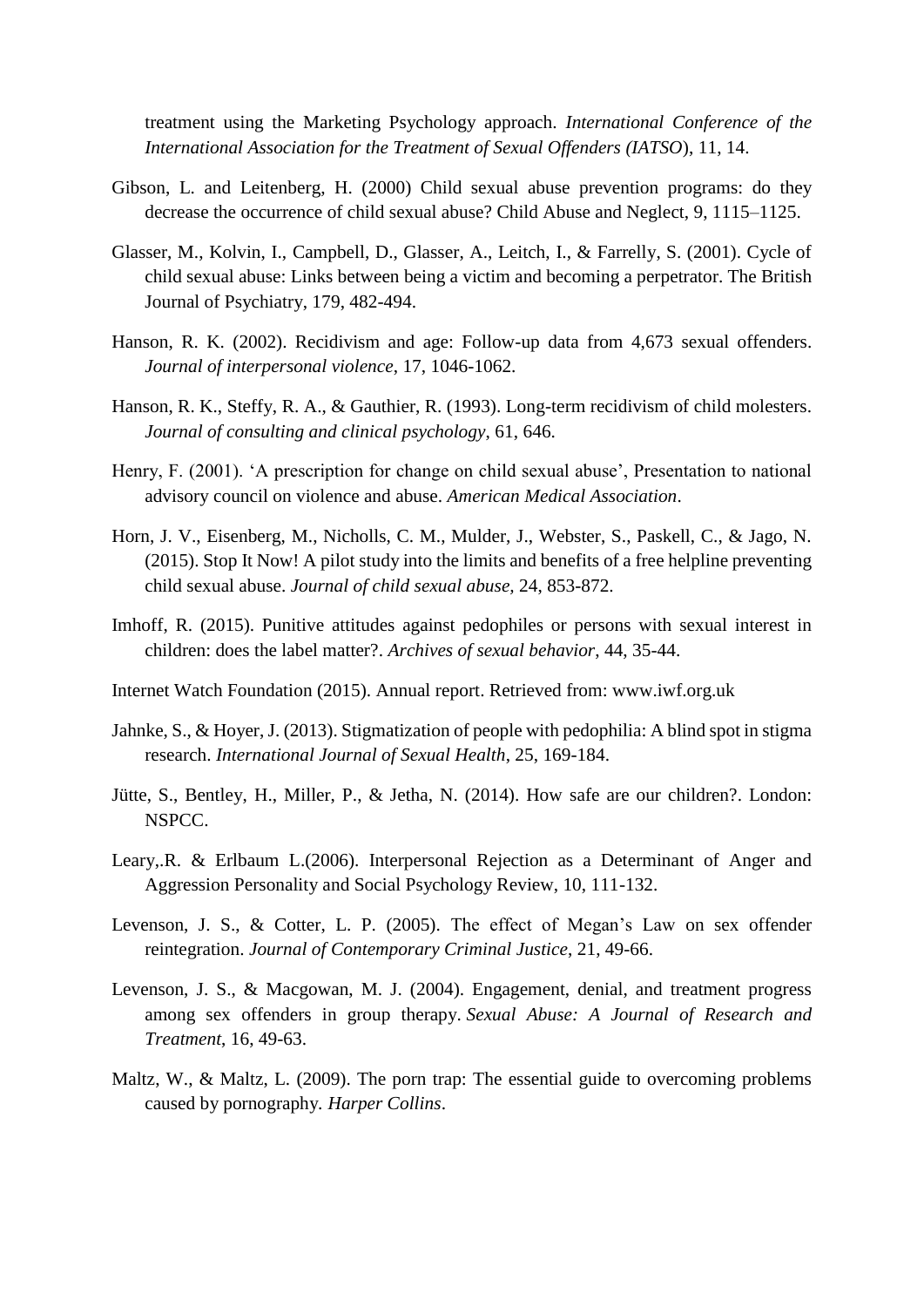treatment using the Marketing Psychology approach. *International Conference of the International Association for the Treatment of Sexual Offenders (IATSO*), 11, 14.

Gibson, L. and Leitenberg, H. (2000) Child sexual abuse prevention programs: do they decrease the occurrence of child sexual abuse? Child Abuse and Neglect, 9, 1115–1125.

Glasser, M., Kolvin, I., Campbell, D., Glasser, A., Leitch, I., & Farrelly, S. (2001). Cycle of child sexual abuse: Links between being a victim and becoming a perpetrator. The British Journal of Psychiatry, 179, 482-494.

Hanson, R. K. (2002). Recidivism and age: Follow-up data from 4,673 sexual offenders. *Journal of interpersonal violence*, 17, 1046-1062.

Hanson, R. K., Steffy, R. A., & Gauthier, R. (1993). Long-term recidivism of child molesters. *Journal of consulting and clinical psychology*, 61, 646.

Henry, F. (2001). 'A prescription for change on child sexual abuse', Presentation to national advisory council on violence and abuse. *American Medical Association*.

Horn, J. V., Eisenberg, M., Nicholls, C. M., Mulder, J., Webster, S., Paskell, C., & Jago, N. (2015). Stop It Now! A pilot study into the limits and benefits of a free helpline preventing child sexual abuse. *Journal of child sexual abuse*, 24, 853-872.

Imhoff, R. (2015). Punitive attitudes against pedophiles or persons with sexual interest in children: does the label matter?. *Archives of sexual behavior*, 44, 35-44.

Internet Watch Foundation (2015). Annual report. Retrieved from: www.iwf.org.uk

Jahnke, S., & Hoyer, J. (2013). Stigmatization of people with pedophilia: A blind spot in stigma research. *International Journal of Sexual Health*, 25, 169-184.

Jütte, S., Bentley, H., Miller, P., & Jetha, N. (2014). How safe are our children?. London: NSPCC.

Leary,.R. & Erlbaum L.(2006). Interpersonal Rejection as a Determinant of Anger and Aggression Personality and Social Psychology Review, 10, 111-132.

Levenson, J. S., & Cotter, L. P. (2005). The effect of Megan's Law on sex offender reintegration. *Journal of Contemporary Criminal Justice*, 21, 49-66.

Levenson, J. S., & Macgowan, M. J. (2004). Engagement, denial, and treatment progress among sex offenders in group therapy. *Sexual Abuse: A Journal of Research and Treatment*, 16, 49-63.

Maltz, W., & Maltz, L. (2009). The porn trap: The essential guide to overcoming problems caused by pornography. *Harper Collins*.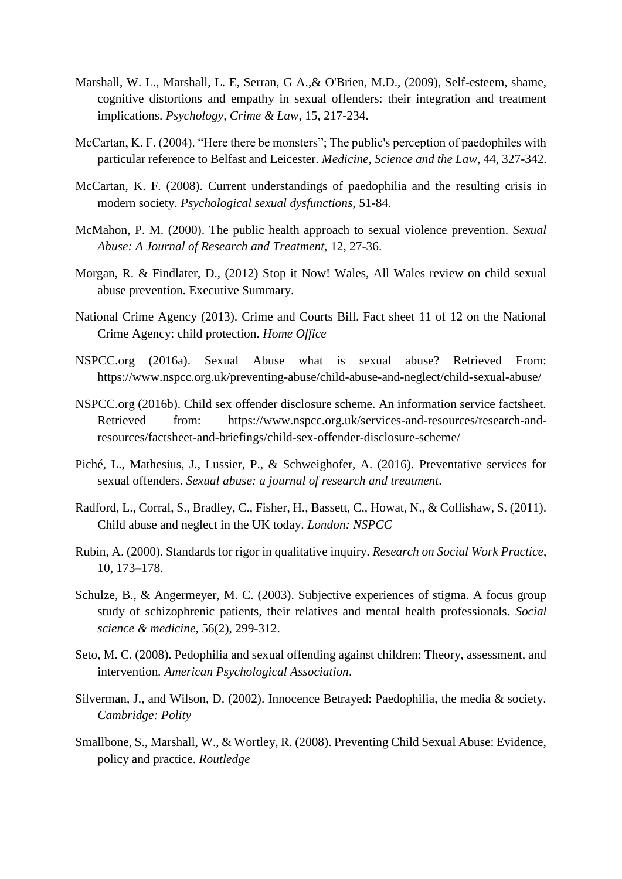Marshall, W. L., Marshall, L. E, Serran, G A.,& O'Brien, M.D., (2009), Self-esteem, shame, cognitive distortions and empathy in sexual offenders: their integration and treatment implications. *Psychology, Crime & Law*, 15, 217-234.

McCartan, K. F. (2004). "Here there be monsters"; The public's perception of paedophiles with particular reference to Belfast and Leicester. *Medicine, Science and the Law*, 44, 327-342.

McCartan, K. F. (2008). Current understandings of paedophilia and the resulting crisis in modern society. *Psychological sexual dysfunctions*, 51-84.

McMahon, P. M. (2000). The public health approach to sexual violence prevention. *Sexual Abuse: A Journal of Research and Treatment,* 12, 27-36.

Morgan, R. & Findlater, D., (2012) Stop it Now! Wales, All Wales review on child sexual abuse prevention. Executive Summary.

National Crime Agency (2013). Crime and Courts Bill. Fact sheet 11 of 12 on the National Crime Agency: child protection. *Home Office*

NSPCC.org (2016a). Sexual Abuse what is sexual abuse? Retrieved From: https://www.nspcc.org.uk/preventing-abuse/child-abuse-and-neglect/child-sexual-abuse/

NSPCC.org (2016b). Child sex offender disclosure scheme. An information service factsheet. Retrieved from: https://www.nspcc.org.uk/services-and-resources/research-and-resources/factsheet-and-briefings/child-sex-offender-disclosure-scheme/

Piché, L., Mathesius, J., Lussier, P., & Schweighofer, A. (2016). Preventative services for sexual offenders. *Sexual abuse: a journal of research and treatment*.

Radford, L., Corral, S., Bradley, C., Fisher, H., Bassett, C., Howat, N., & Collishaw, S. (2011). Child abuse and neglect in the UK today. *London: NSPCC*

Rubin, A. (2000). Standards for rigor in qualitative inquiry. *Research on Social Work Practice*, 10, 173–178.

Schulze, B., & Angermeyer, M. C. (2003). Subjective experiences of stigma. A focus group study of schizophrenic patients, their relatives and mental health professionals. *Social science & medicine*, 56(2), 299-312.

Seto, M. C. (2008). Pedophilia and sexual offending against children: Theory, assessment, and intervention. *American Psychological Association*.

Silverman, J., and Wilson, D. (2002). Innocence Betrayed: Paedophilia, the media & society. *Cambridge: Polity*

Smallbone, S., Marshall, W., & Wortley, R. (2008). Preventing Child Sexual Abuse: Evidence, policy and practice. *Routledge*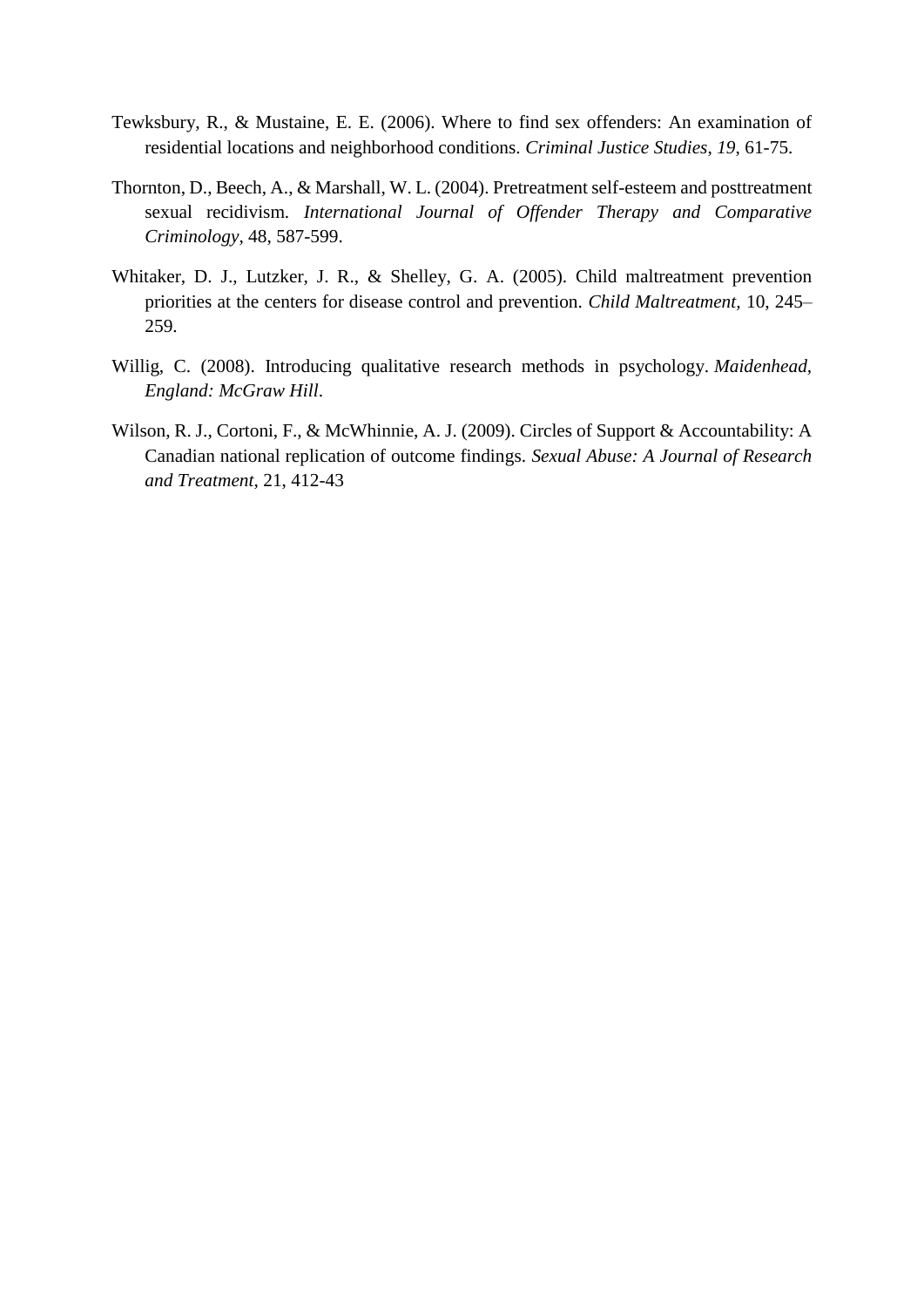Tewksbury, R., & Mustaine, E. E. (2006). Where to find sex offenders: An examination of residential locations and neighborhood conditions. *Criminal Justice Studies*, *19*, 61-75.

Thornton, D., Beech, A., & Marshall, W. L. (2004). Pretreatment self-esteem and posttreatment sexual recidivism. *International Journal of Offender Therapy and Comparative Criminology*, 48, 587-599.

Whitaker, D. J., Lutzker, J. R., & Shelley, G. A. (2005). Child maltreatment prevention priorities at the centers for disease control and prevention. *Child Maltreatment,* 10, 245–259.

Willig, C. (2008). Introducing qualitative research methods in psychology. *Maidenhead, England: McGraw Hill*.

Wilson, R. J., Cortoni, F., & McWhinnie, A. J. (2009). Circles of Support & Accountability: A Canadian national replication of outcome findings. *Sexual Abuse: A Journal of Research and Treatment*, 21, 412-43